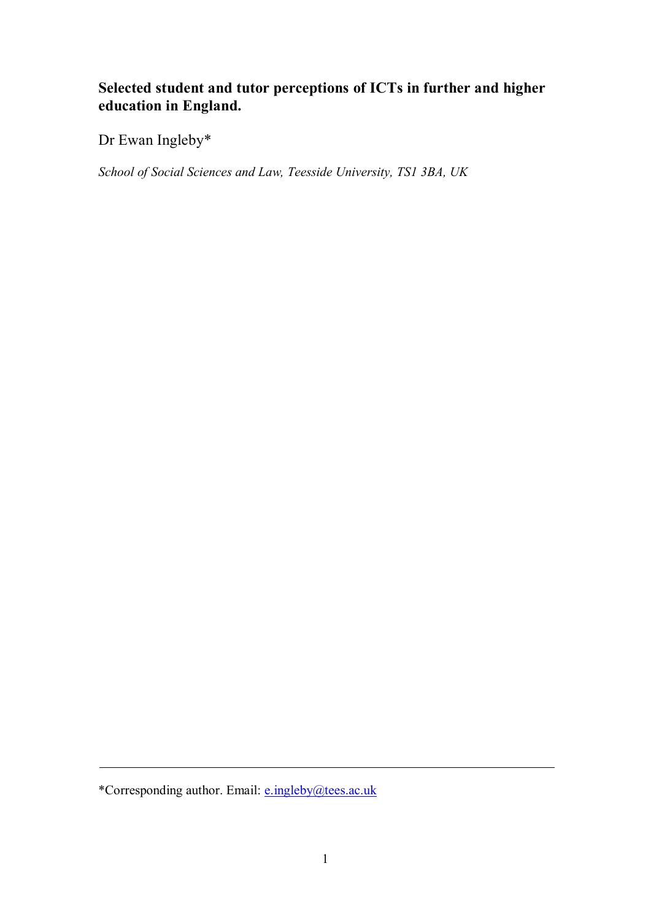# Selected student and tutor perceptions of ICTs in further and higher education in England.

Dr Ewan Ingleby*

*School of Social Sciences and Law, Teesside University, TS1 3BA, UK*

---

*Corresponding author. Email: e.ingleby@tees.ac.uk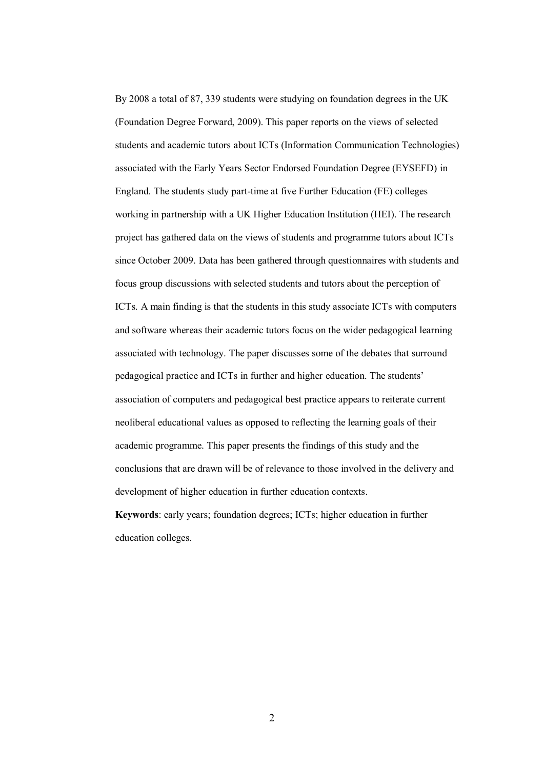By 2008 a total of 87, 339 students were studying on foundation degrees in the UK (Foundation Degree Forward, 2009). This paper reports on the views of selected students and academic tutors about ICTs (Information Communication Technologies) associated with the Early Years Sector Endorsed Foundation Degree (EYSEFD) in England. The students study part-time at five Further Education (FE) colleges working in partnership with a UK Higher Education Institution (HEI). The research project has gathered data on the views of students and programme tutors about ICTs since October 2009. Data has been gathered through questionnaires with students and focus group discussions with selected students and tutors about the perception of ICTs. A main finding is that the students in this study associate ICTs with computers and software whereas their academic tutors focus on the wider pedagogical learning associated with technology. The paper discusses some of the debates that surround pedagogical practice and ICTs in further and higher education. The students' association of computers and pedagogical best practice appears to reiterate current neoliberal educational values as opposed to reflecting the learning goals of their academic programme. This paper presents the findings of this study and the conclusions that are drawn will be of relevance to those involved in the delivery and development of higher education in further education contexts.

**Keywords**: early years; foundation degrees; ICTs; higher education in further education colleges.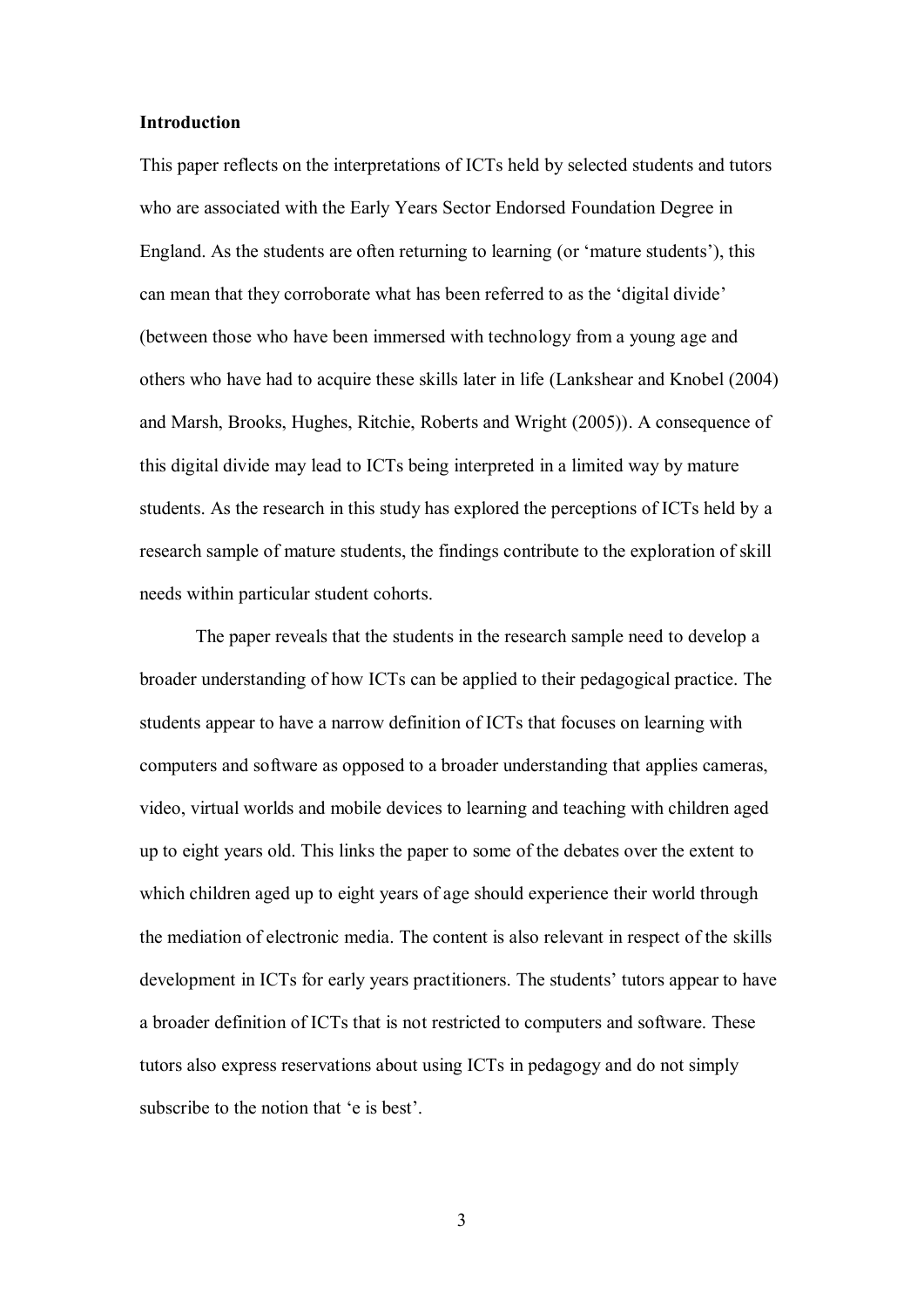**Introduction**

This paper reflects on the interpretations of ICTs held by selected students and tutors who are associated with the Early Years Sector Endorsed Foundation Degree in England. As the students are often returning to learning (or 'mature students'), this can mean that they corroborate what has been referred to as the 'digital divide' (between those who have been immersed with technology from a young age and others who have had to acquire these skills later in life (Lankshear and Knobel (2004) and Marsh, Brooks, Hughes, Ritchie, Roberts and Wright (2005)). A consequence of this digital divide may lead to ICTs being interpreted in a limited way by mature students. As the research in this study has explored the perceptions of ICTs held by a research sample of mature students, the findings contribute to the exploration of skill needs within particular student cohorts.

The paper reveals that the students in the research sample need to develop a broader understanding of how ICTs can be applied to their pedagogical practice. The students appear to have a narrow definition of ICTs that focuses on learning with computers and software as opposed to a broader understanding that applies cameras, video, virtual worlds and mobile devices to learning and teaching with children aged up to eight years old. This links the paper to some of the debates over the extent to which children aged up to eight years of age should experience their world through the mediation of electronic media. The content is also relevant in respect of the skills development in ICTs for early years practitioners. The students' tutors appear to have a broader definition of ICTs that is not restricted to computers and software. These tutors also express reservations about using ICTs in pedagogy and do not simply subscribe to the notion that 'e is best'.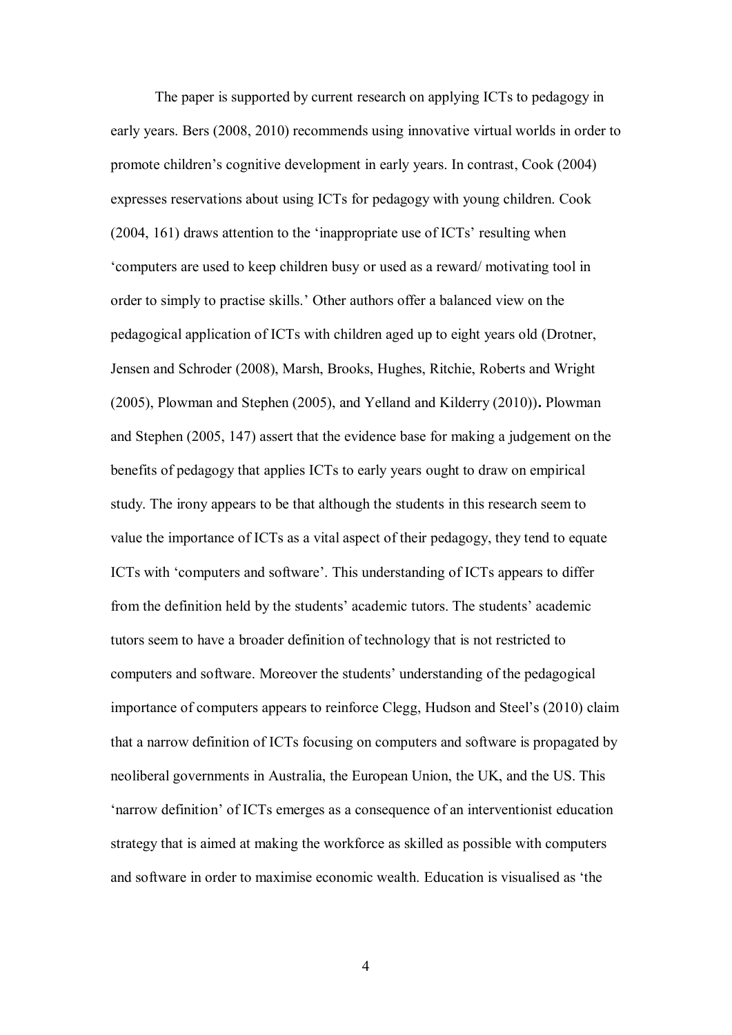The paper is supported by current research on applying ICTs to pedagogy in early years. Bers (2008, 2010) recommends using innovative virtual worlds in order to promote children's cognitive development in early years. In contrast, Cook (2004) expresses reservations about using ICTs for pedagogy with young children. Cook (2004, 161) draws attention to the 'inappropriate use of ICTs' resulting when 'computers are used to keep children busy or used as a reward/ motivating tool in order to simply to practise skills.' Other authors offer a balanced view on the pedagogical application of ICTs with children aged up to eight years old (Drotner, Jensen and Schroder (2008), Marsh, Brooks, Hughes, Ritchie, Roberts and Wright (2005), Plowman and Stephen (2005), and Yelland and Kilderry (2010))**.** Plowman and Stephen (2005, 147) assert that the evidence base for making a judgement on the benefits of pedagogy that applies ICTs to early years ought to draw on empirical study. The irony appears to be that although the students in this research seem to value the importance of ICTs as a vital aspect of their pedagogy, they tend to equate ICTs with 'computers and software'. This understanding of ICTs appears to differ from the definition held by the students' academic tutors. The students' academic tutors seem to have a broader definition of technology that is not restricted to computers and software. Moreover the students' understanding of the pedagogical importance of computers appears to reinforce Clegg, Hudson and Steel's (2010) claim that a narrow definition of ICTs focusing on computers and software is propagated by neoliberal governments in Australia, the European Union, the UK, and the US. This 'narrow definition' of ICTs emerges as a consequence of an interventionist education strategy that is aimed at making the workforce as skilled as possible with computers and software in order to maximise economic wealth. Education is visualised as 'the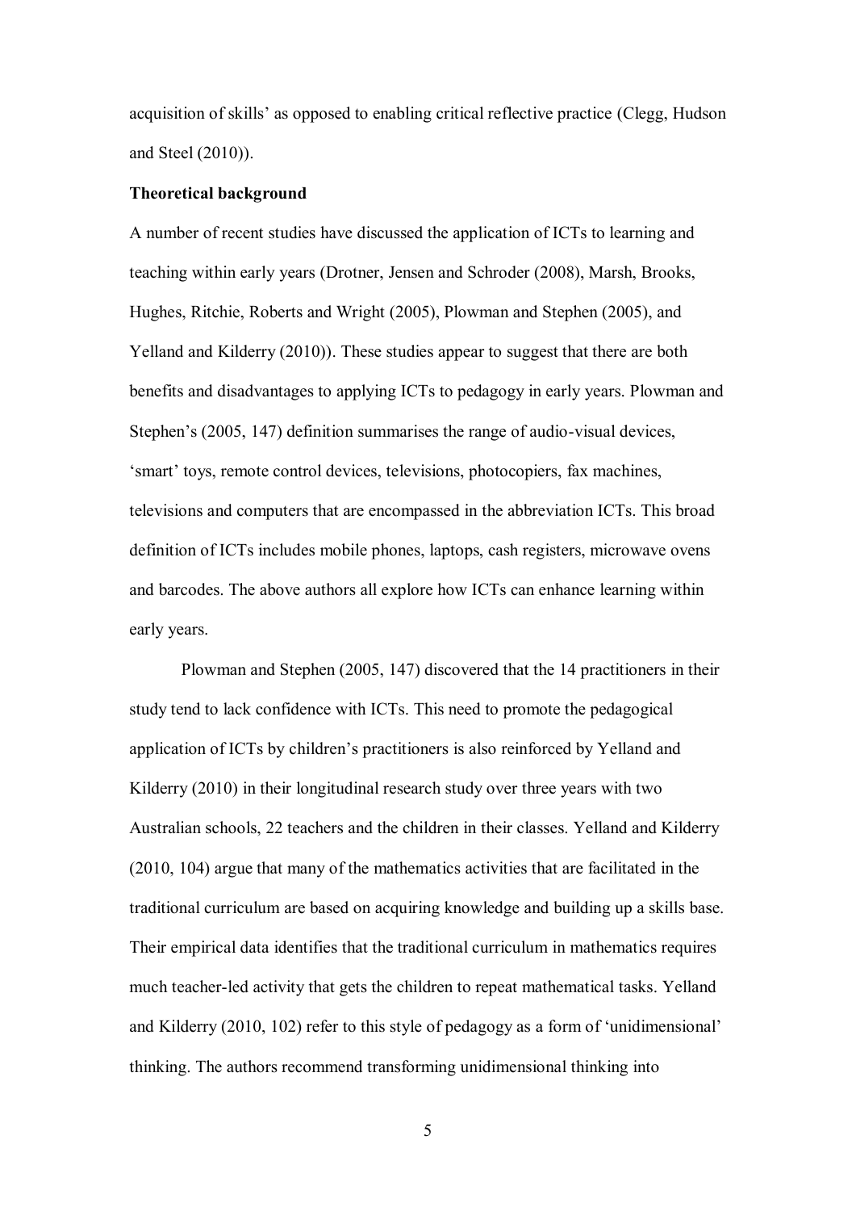acquisition of skills' as opposed to enabling critical reflective practice (Clegg, Hudson and Steel (2010)).

**Theoretical background**

A number of recent studies have discussed the application of ICTs to learning and teaching within early years (Drotner, Jensen and Schroder (2008), Marsh, Brooks, Hughes, Ritchie, Roberts and Wright (2005), Plowman and Stephen (2005), and Yelland and Kilderry (2010)). These studies appear to suggest that there are both benefits and disadvantages to applying ICTs to pedagogy in early years. Plowman and Stephen's (2005, 147) definition summarises the range of audio-visual devices, 'smart' toys, remote control devices, televisions, photocopiers, fax machines, televisions and computers that are encompassed in the abbreviation ICTs. This broad definition of ICTs includes mobile phones, laptops, cash registers, microwave ovens and barcodes. The above authors all explore how ICTs can enhance learning within early years.

Plowman and Stephen (2005, 147) discovered that the 14 practitioners in their study tend to lack confidence with ICTs. This need to promote the pedagogical application of ICTs by children's practitioners is also reinforced by Yelland and Kilderry (2010) in their longitudinal research study over three years with two Australian schools, 22 teachers and the children in their classes. Yelland and Kilderry (2010, 104) argue that many of the mathematics activities that are facilitated in the traditional curriculum are based on acquiring knowledge and building up a skills base. Their empirical data identifies that the traditional curriculum in mathematics requires much teacher-led activity that gets the children to repeat mathematical tasks. Yelland and Kilderry (2010, 102) refer to this style of pedagogy as a form of 'unidimensional' thinking. The authors recommend transforming unidimensional thinking into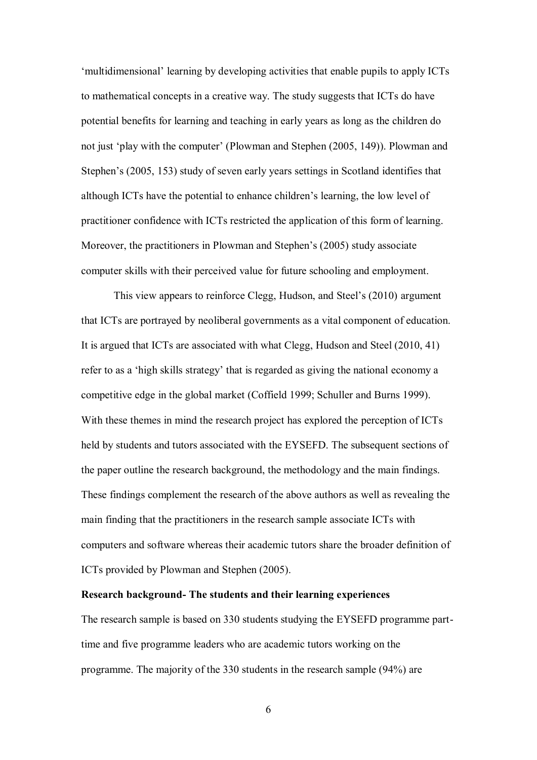'multidimensional' learning by developing activities that enable pupils to apply ICTs to mathematical concepts in a creative way. The study suggests that ICTs do have potential benefits for learning and teaching in early years as long as the children do not just 'play with the computer' (Plowman and Stephen (2005, 149)). Plowman and Stephen's (2005, 153) study of seven early years settings in Scotland identifies that although ICTs have the potential to enhance children's learning, the low level of practitioner confidence with ICTs restricted the application of this form of learning. Moreover, the practitioners in Plowman and Stephen's (2005) study associate computer skills with their perceived value for future schooling and employment.

This view appears to reinforce Clegg, Hudson, and Steel's (2010) argument that ICTs are portrayed by neoliberal governments as a vital component of education. It is argued that ICTs are associated with what Clegg, Hudson and Steel (2010, 41) refer to as a 'high skills strategy' that is regarded as giving the national economy a competitive edge in the global market (Coffield 1999; Schuller and Burns 1999). With these themes in mind the research project has explored the perception of ICTs held by students and tutors associated with the EYSEFD. The subsequent sections of the paper outline the research background, the methodology and the main findings. These findings complement the research of the above authors as well as revealing the main finding that the practitioners in the research sample associate ICTs with computers and software whereas their academic tutors share the broader definition of ICTs provided by Plowman and Stephen (2005).

**Research background- The students and their learning experiences**

The research sample is based on 330 students studying the EYSEFD programme part-time and five programme leaders who are academic tutors working on the programme. The majority of the 330 students in the research sample (94%) are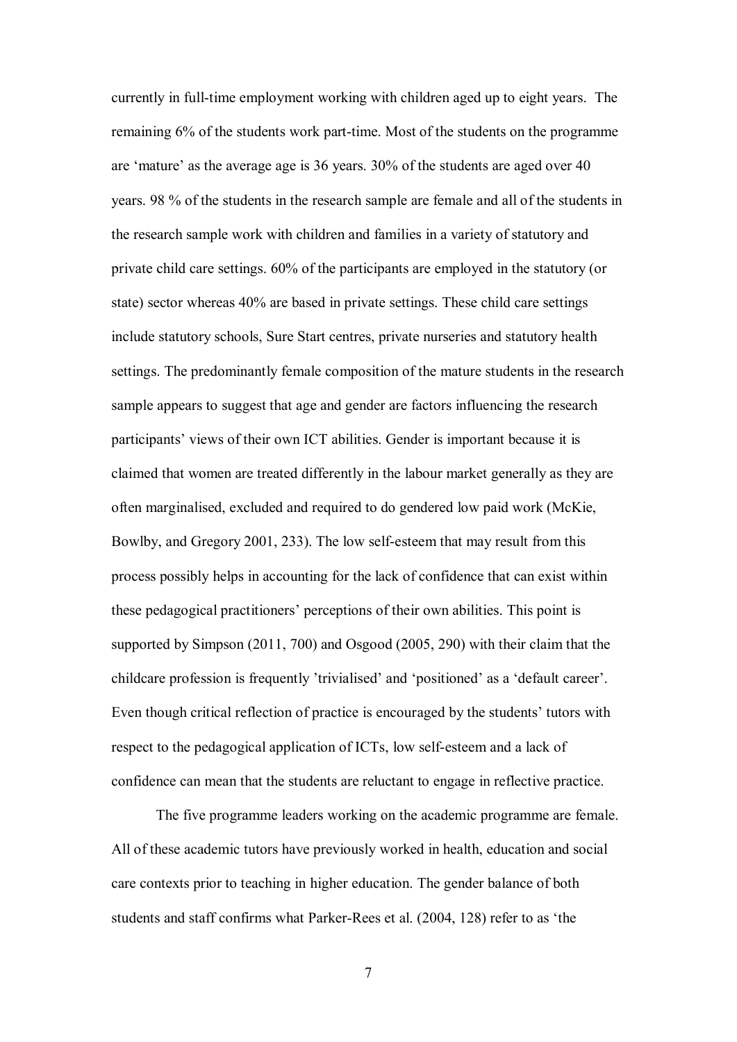currently in full-time employment working with children aged up to eight years. The remaining 6% of the students work part-time. Most of the students on the programme are 'mature' as the average age is 36 years. 30% of the students are aged over 40 years. 98 % of the students in the research sample are female and all of the students in the research sample work with children and families in a variety of statutory and private child care settings. 60% of the participants are employed in the statutory (or state) sector whereas 40% are based in private settings. These child care settings include statutory schools, Sure Start centres, private nurseries and statutory health settings. The predominantly female composition of the mature students in the research sample appears to suggest that age and gender are factors influencing the research participants' views of their own ICT abilities. Gender is important because it is claimed that women are treated differently in the labour market generally as they are often marginalised, excluded and required to do gendered low paid work (McKie, Bowlby, and Gregory 2001, 233). The low self-esteem that may result from this process possibly helps in accounting for the lack of confidence that can exist within these pedagogical practitioners' perceptions of their own abilities. This point is supported by Simpson (2011, 700) and Osgood (2005, 290) with their claim that the childcare profession is frequently 'trivialised' and 'positioned' as a 'default career'. Even though critical reflection of practice is encouraged by the students' tutors with respect to the pedagogical application of ICTs, low self-esteem and a lack of confidence can mean that the students are reluctant to engage in reflective practice.

The five programme leaders working on the academic programme are female. All of these academic tutors have previously worked in health, education and social care contexts prior to teaching in higher education. The gender balance of both students and staff confirms what Parker-Rees et al. (2004, 128) refer to as 'the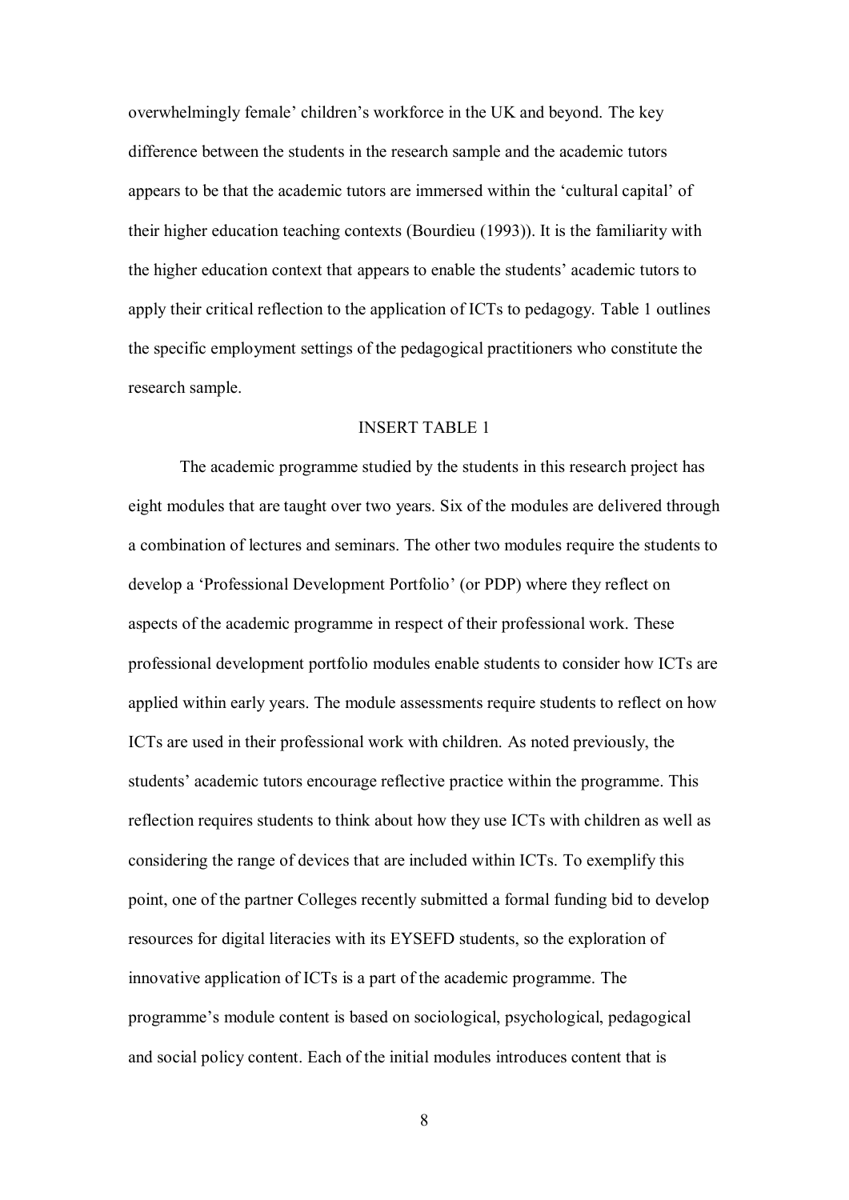overwhelmingly female' children's workforce in the UK and beyond. The key difference between the students in the research sample and the academic tutors appears to be that the academic tutors are immersed within the 'cultural capital' of their higher education teaching contexts (Bourdieu (1993)). It is the familiarity with the higher education context that appears to enable the students' academic tutors to apply their critical reflection to the application of ICTs to pedagogy. Table 1 outlines the specific employment settings of the pedagogical practitioners who constitute the research sample.

INSERT TABLE 1

The academic programme studied by the students in this research project has eight modules that are taught over two years. Six of the modules are delivered through a combination of lectures and seminars. The other two modules require the students to develop a 'Professional Development Portfolio' (or PDP) where they reflect on aspects of the academic programme in respect of their professional work. These professional development portfolio modules enable students to consider how ICTs are applied within early years. The module assessments require students to reflect on how ICTs are used in their professional work with children. As noted previously, the students' academic tutors encourage reflective practice within the programme. This reflection requires students to think about how they use ICTs with children as well as considering the range of devices that are included within ICTs. To exemplify this point, one of the partner Colleges recently submitted a formal funding bid to develop resources for digital literacies with its EYSEFD students, so the exploration of innovative application of ICTs is a part of the academic programme. The programme's module content is based on sociological, psychological, pedagogical and social policy content. Each of the initial modules introduces content that is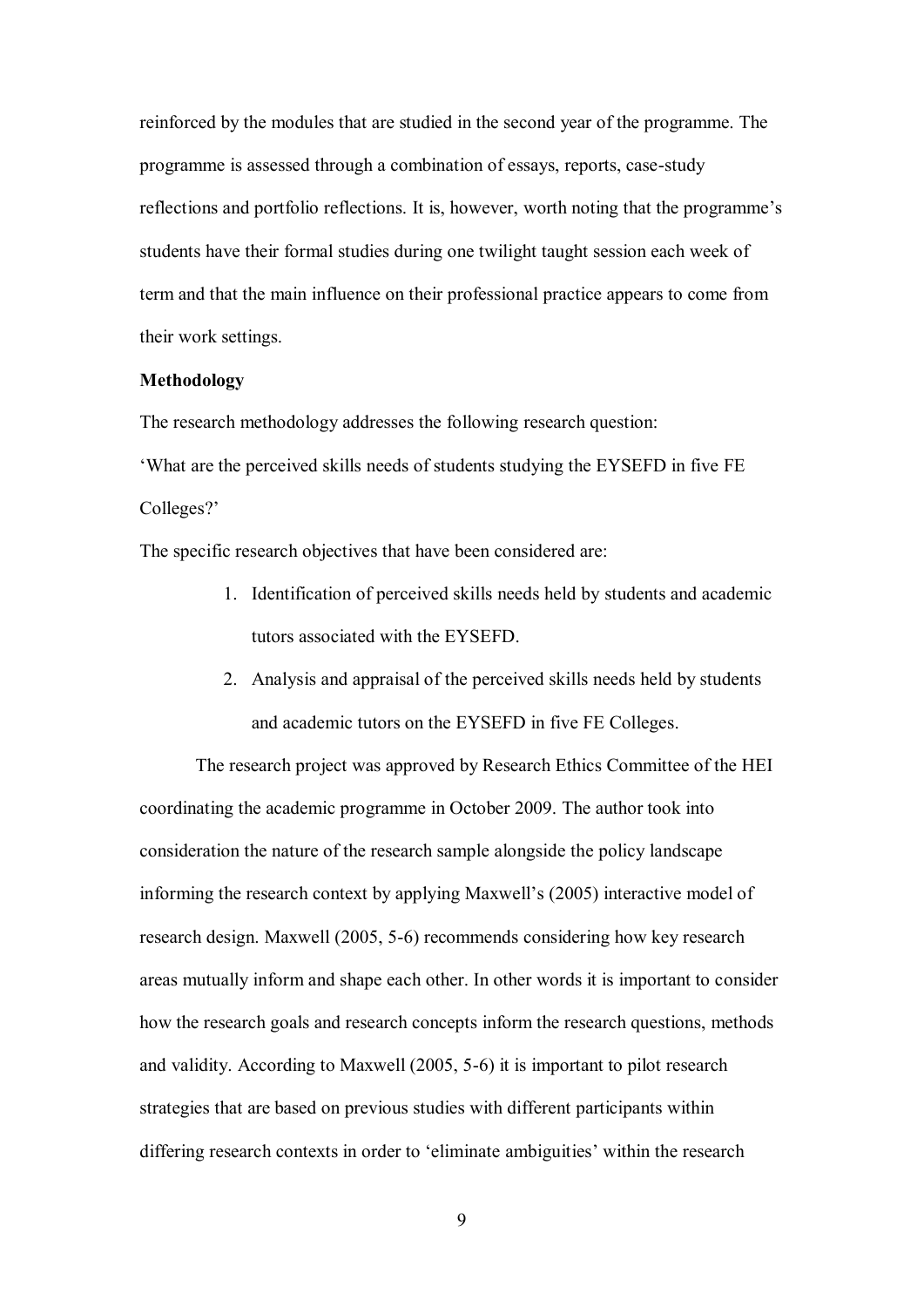reinforced by the modules that are studied in the second year of the programme. The programme is assessed through a combination of essays, reports, case-study reflections and portfolio reflections. It is, however, worth noting that the programme's students have their formal studies during one twilight taught session each week of term and that the main influence on their professional practice appears to come from their work settings.

**Methodology**

The research methodology addresses the following research question:

'What are the perceived skills needs of students studying the EYSEFD in five FE Colleges?'

The specific research objectives that have been considered are:

1. Identification of perceived skills needs held by students and academic tutors associated with the EYSEFD.
2. Analysis and appraisal of the perceived skills needs held by students and academic tutors on the EYSEFD in five FE Colleges.

The research project was approved by Research Ethics Committee of the HEI coordinating the academic programme in October 2009. The author took into consideration the nature of the research sample alongside the policy landscape informing the research context by applying Maxwell's (2005) interactive model of research design. Maxwell (2005, 5-6) recommends considering how key research areas mutually inform and shape each other. In other words it is important to consider how the research goals and research concepts inform the research questions, methods and validity. According to Maxwell (2005, 5-6) it is important to pilot research strategies that are based on previous studies with different participants within differing research contexts in order to 'eliminate ambiguities' within the research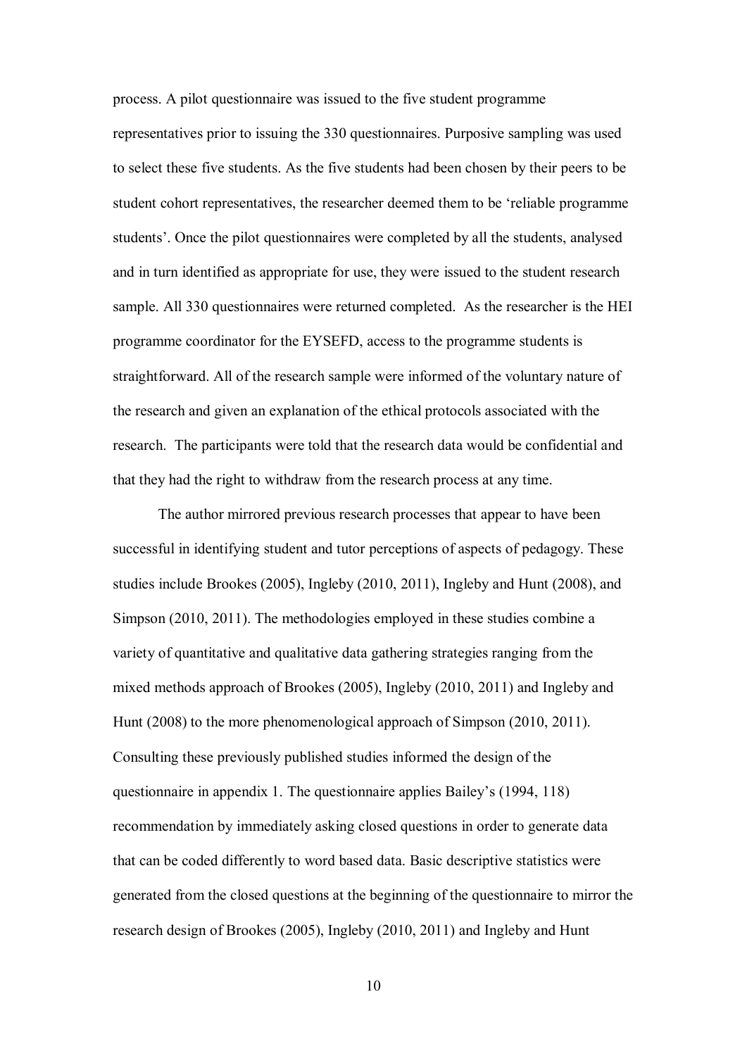process. A pilot questionnaire was issued to the five student programme representatives prior to issuing the 330 questionnaires. Purposive sampling was used to select these five students. As the five students had been chosen by their peers to be student cohort representatives, the researcher deemed them to be 'reliable programme students'. Once the pilot questionnaires were completed by all the students, analysed and in turn identified as appropriate for use, they were issued to the student research sample. All 330 questionnaires were returned completed. As the researcher is the HEI programme coordinator for the EYSEFD, access to the programme students is straightforward. All of the research sample were informed of the voluntary nature of the research and given an explanation of the ethical protocols associated with the research. The participants were told that the research data would be confidential and that they had the right to withdraw from the research process at any time.

The author mirrored previous research processes that appear to have been successful in identifying student and tutor perceptions of aspects of pedagogy. These studies include Brookes (2005), Ingleby (2010, 2011), Ingleby and Hunt (2008), and Simpson (2010, 2011). The methodologies employed in these studies combine a variety of quantitative and qualitative data gathering strategies ranging from the mixed methods approach of Brookes (2005), Ingleby (2010, 2011) and Ingleby and Hunt (2008) to the more phenomenological approach of Simpson (2010, 2011). Consulting these previously published studies informed the design of the questionnaire in appendix 1. The questionnaire applies Bailey's (1994, 118) recommendation by immediately asking closed questions in order to generate data that can be coded differently to word based data. Basic descriptive statistics were generated from the closed questions at the beginning of the questionnaire to mirror the research design of Brookes (2005), Ingleby (2010, 2011) and Ingleby and Hunt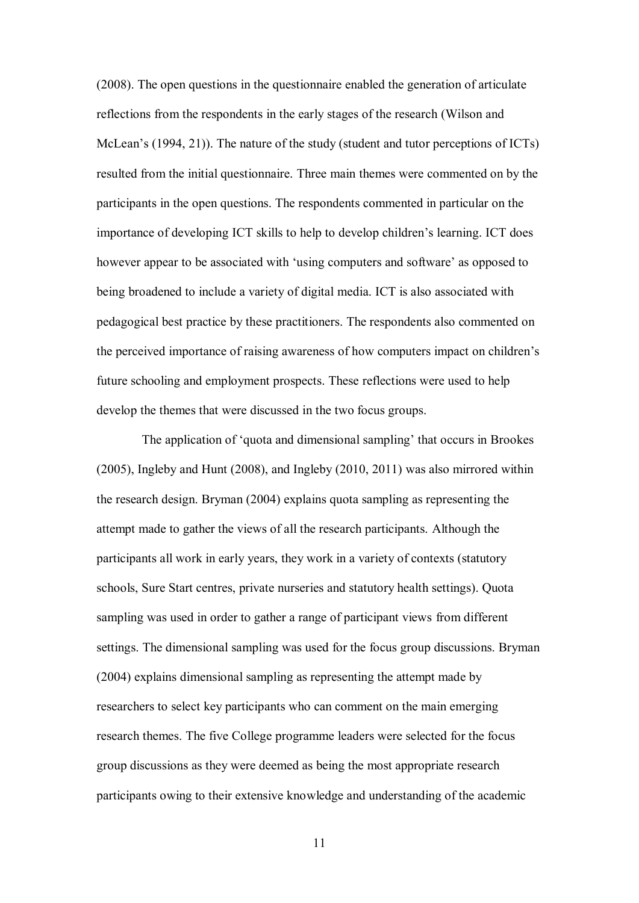(2008). The open questions in the questionnaire enabled the generation of articulate reflections from the respondents in the early stages of the research (Wilson and McLean's (1994, 21)). The nature of the study (student and tutor perceptions of ICTs) resulted from the initial questionnaire. Three main themes were commented on by the participants in the open questions. The respondents commented in particular on the importance of developing ICT skills to help to develop children's learning. ICT does however appear to be associated with 'using computers and software' as opposed to being broadened to include a variety of digital media. ICT is also associated with pedagogical best practice by these practitioners. The respondents also commented on the perceived importance of raising awareness of how computers impact on children's future schooling and employment prospects. These reflections were used to help develop the themes that were discussed in the two focus groups.

The application of 'quota and dimensional sampling' that occurs in Brookes (2005), Ingleby and Hunt (2008), and Ingleby (2010, 2011) was also mirrored within the research design. Bryman (2004) explains quota sampling as representing the attempt made to gather the views of all the research participants. Although the participants all work in early years, they work in a variety of contexts (statutory schools, Sure Start centres, private nurseries and statutory health settings). Quota sampling was used in order to gather a range of participant views from different settings. The dimensional sampling was used for the focus group discussions. Bryman (2004) explains dimensional sampling as representing the attempt made by researchers to select key participants who can comment on the main emerging research themes. The five College programme leaders were selected for the focus group discussions as they were deemed as being the most appropriate research participants owing to their extensive knowledge and understanding of the academic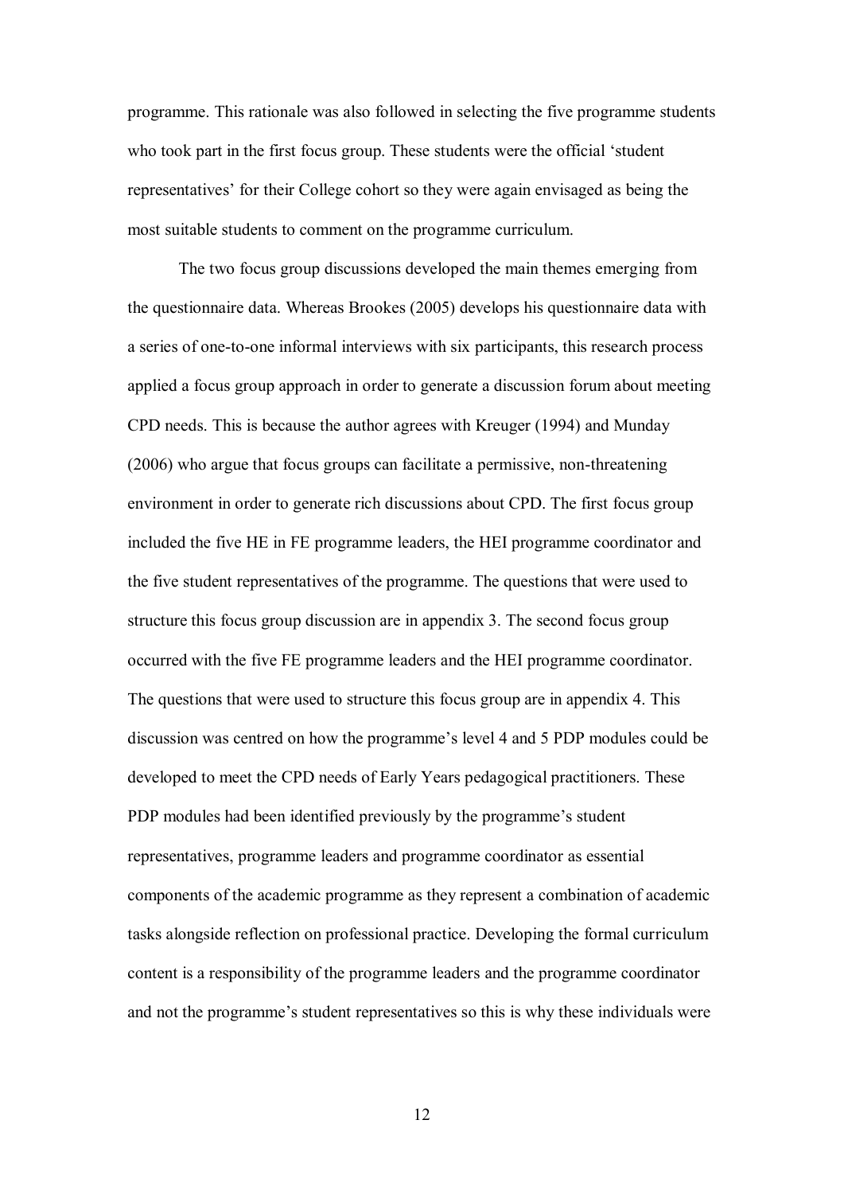programme. This rationale was also followed in selecting the five programme students who took part in the first focus group. These students were the official 'student representatives' for their College cohort so they were again envisaged as being the most suitable students to comment on the programme curriculum.

The two focus group discussions developed the main themes emerging from the questionnaire data. Whereas Brookes (2005) develops his questionnaire data with a series of one-to-one informal interviews with six participants, this research process applied a focus group approach in order to generate a discussion forum about meeting CPD needs. This is because the author agrees with Kreuger (1994) and Munday (2006) who argue that focus groups can facilitate a permissive, non-threatening environment in order to generate rich discussions about CPD. The first focus group included the five HE in FE programme leaders, the HEI programme coordinator and the five student representatives of the programme. The questions that were used to structure this focus group discussion are in appendix 3. The second focus group occurred with the five FE programme leaders and the HEI programme coordinator. The questions that were used to structure this focus group are in appendix 4. This discussion was centred on how the programme's level 4 and 5 PDP modules could be developed to meet the CPD needs of Early Years pedagogical practitioners. These PDP modules had been identified previously by the programme's student representatives, programme leaders and programme coordinator as essential components of the academic programme as they represent a combination of academic tasks alongside reflection on professional practice. Developing the formal curriculum content is a responsibility of the programme leaders and the programme coordinator and not the programme's student representatives so this is why these individuals were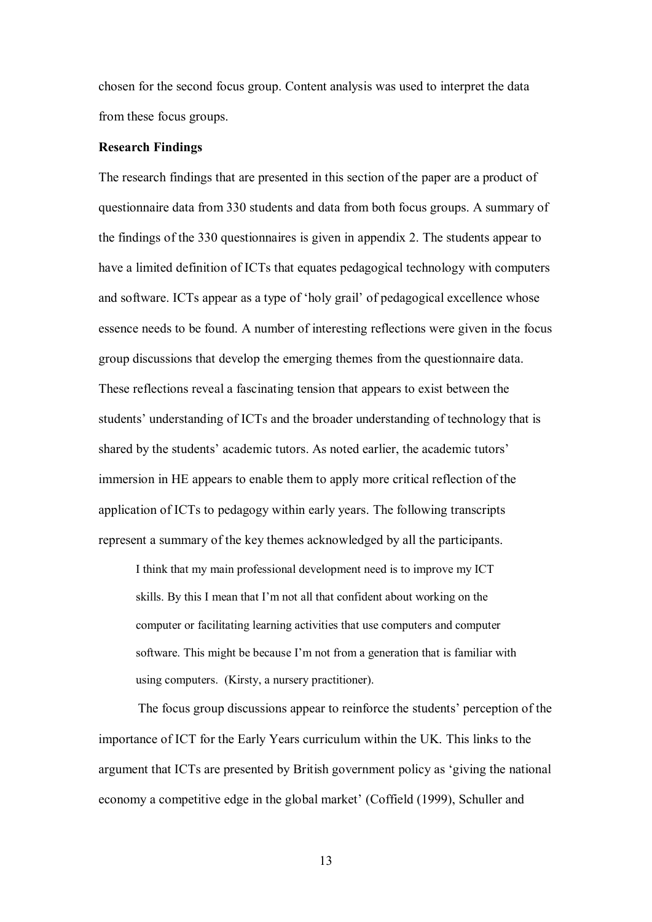chosen for the second focus group. Content analysis was used to interpret the data from these focus groups.

**Research Findings**

The research findings that are presented in this section of the paper are a product of questionnaire data from 330 students and data from both focus groups. A summary of the findings of the 330 questionnaires is given in appendix 2. The students appear to have a limited definition of ICTs that equates pedagogical technology with computers and software. ICTs appear as a type of 'holy grail' of pedagogical excellence whose essence needs to be found. A number of interesting reflections were given in the focus group discussions that develop the emerging themes from the questionnaire data. These reflections reveal a fascinating tension that appears to exist between the students' understanding of ICTs and the broader understanding of technology that is shared by the students' academic tutors. As noted earlier, the academic tutors' immersion in HE appears to enable them to apply more critical reflection of the application of ICTs to pedagogy within early years. The following transcripts represent a summary of the key themes acknowledged by all the participants.

> I think that my main professional development need is to improve my ICT skills. By this I mean that I'm not all that confident about working on the computer or facilitating learning activities that use computers and computer software. This might be because I'm not from a generation that is familiar with using computers. (Kirsty, a nursery practitioner).

The focus group discussions appear to reinforce the students' perception of the importance of ICT for the Early Years curriculum within the UK. This links to the argument that ICTs are presented by British government policy as 'giving the national economy a competitive edge in the global market' (Coffield (1999), Schuller and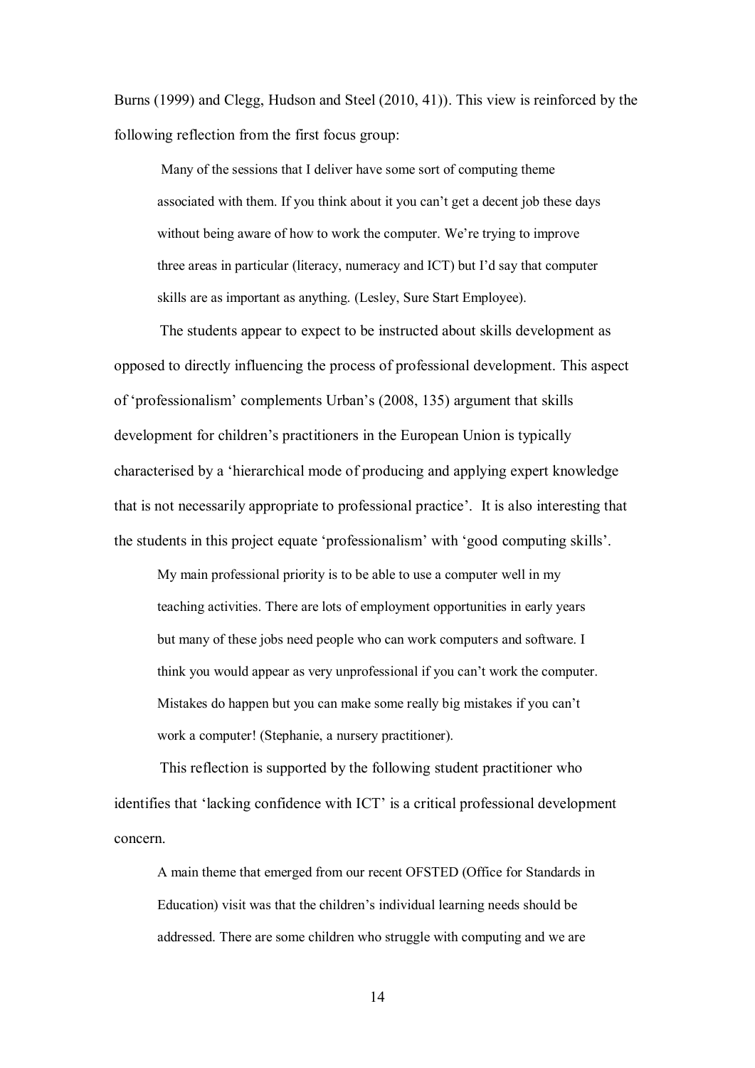Burns (1999) and Clegg, Hudson and Steel (2010, 41)). This view is reinforced by the following reflection from the first focus group:

> Many of the sessions that I deliver have some sort of computing theme associated with them. If you think about it you can't get a decent job these days without being aware of how to work the computer. We're trying to improve three areas in particular (literacy, numeracy and ICT) but I'd say that computer skills are as important as anything. (Lesley, Sure Start Employee).

The students appear to expect to be instructed about skills development as opposed to directly influencing the process of professional development. This aspect of 'professionalism' complements Urban's (2008, 135) argument that skills development for children's practitioners in the European Union is typically characterised by a 'hierarchical mode of producing and applying expert knowledge that is not necessarily appropriate to professional practice'. It is also interesting that the students in this project equate 'professionalism' with 'good computing skills'.

> My main professional priority is to be able to use a computer well in my teaching activities. There are lots of employment opportunities in early years but many of these jobs need people who can work computers and software. I think you would appear as very unprofessional if you can't work the computer. Mistakes do happen but you can make some really big mistakes if you can't work a computer! (Stephanie, a nursery practitioner).

This reflection is supported by the following student practitioner who identifies that 'lacking confidence with ICT' is a critical professional development concern.

> A main theme that emerged from our recent OFSTED (Office for Standards in Education) visit was that the children's individual learning needs should be addressed. There are some children who struggle with computing and we are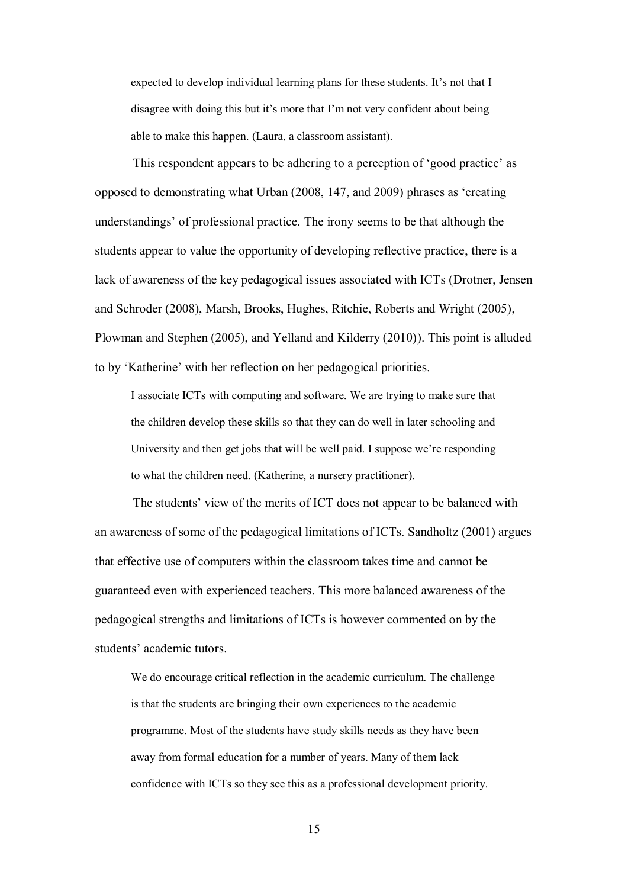> expected to develop individual learning plans for these students. It's not that I disagree with doing this but it's more that I'm not very confident about being able to make this happen. (Laura, a classroom assistant).

This respondent appears to be adhering to a perception of 'good practice' as opposed to demonstrating what Urban (2008, 147, and 2009) phrases as 'creating understandings' of professional practice. The irony seems to be that although the students appear to value the opportunity of developing reflective practice, there is a lack of awareness of the key pedagogical issues associated with ICTs (Drotner, Jensen and Schroder (2008), Marsh, Brooks, Hughes, Ritchie, Roberts and Wright (2005), Plowman and Stephen (2005), and Yelland and Kilderry (2010)). This point is alluded to by 'Katherine' with her reflection on her pedagogical priorities.

> I associate ICTs with computing and software. We are trying to make sure that the children develop these skills so that they can do well in later schooling and University and then get jobs that will be well paid. I suppose we're responding to what the children need. (Katherine, a nursery practitioner).

The students' view of the merits of ICT does not appear to be balanced with an awareness of some of the pedagogical limitations of ICTs. Sandholtz (2001) argues that effective use of computers within the classroom takes time and cannot be guaranteed even with experienced teachers. This more balanced awareness of the pedagogical strengths and limitations of ICTs is however commented on by the students' academic tutors.

> We do encourage critical reflection in the academic curriculum. The challenge is that the students are bringing their own experiences to the academic programme. Most of the students have study skills needs as they have been away from formal education for a number of years. Many of them lack confidence with ICTs so they see this as a professional development priority.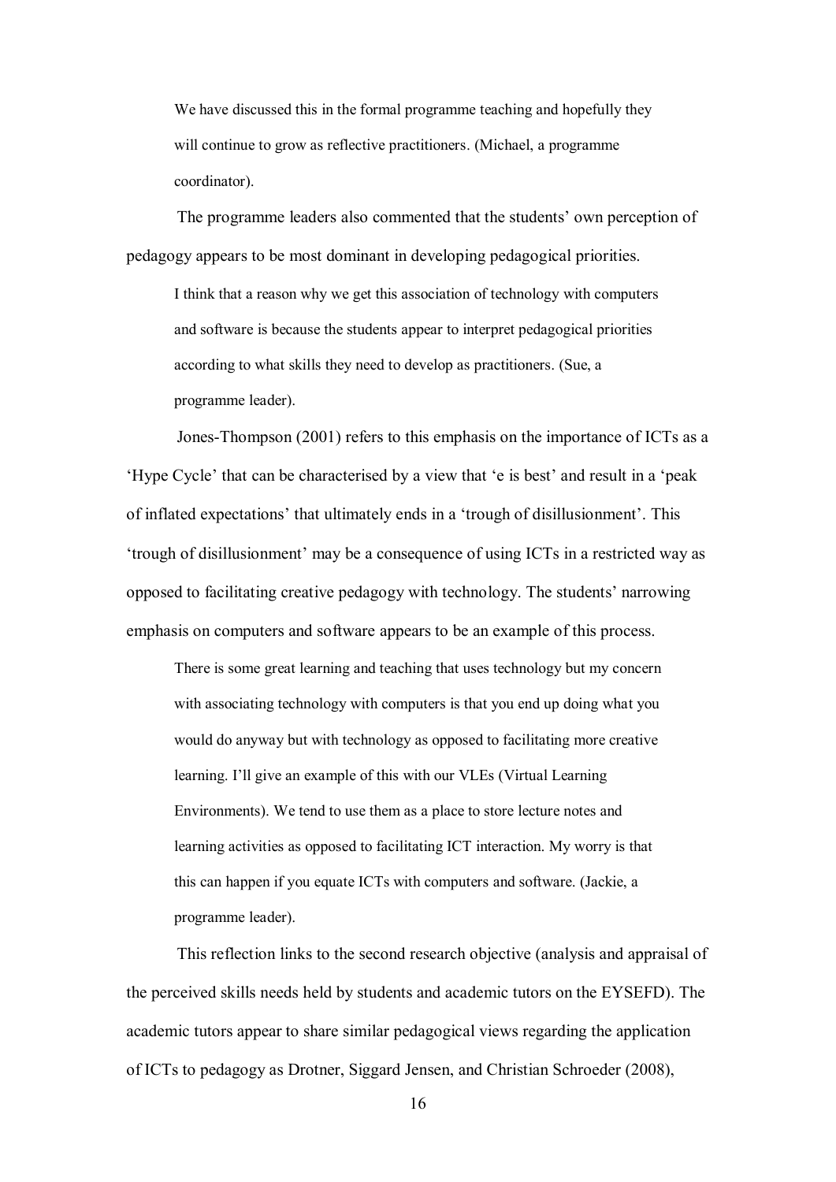> We have discussed this in the formal programme teaching and hopefully they will continue to grow as reflective practitioners. (Michael, a programme coordinator).

The programme leaders also commented that the students' own perception of pedagogy appears to be most dominant in developing pedagogical priorities.

> I think that a reason why we get this association of technology with computers and software is because the students appear to interpret pedagogical priorities according to what skills they need to develop as practitioners. (Sue, a programme leader).

Jones-Thompson (2001) refers to this emphasis on the importance of ICTs as a 'Hype Cycle' that can be characterised by a view that 'e is best' and result in a 'peak of inflated expectations' that ultimately ends in a 'trough of disillusionment'. This 'trough of disillusionment' may be a consequence of using ICTs in a restricted way as opposed to facilitating creative pedagogy with technology. The students' narrowing emphasis on computers and software appears to be an example of this process.

> There is some great learning and teaching that uses technology but my concern with associating technology with computers is that you end up doing what you would do anyway but with technology as opposed to facilitating more creative learning. I'll give an example of this with our VLEs (Virtual Learning Environments). We tend to use them as a place to store lecture notes and learning activities as opposed to facilitating ICT interaction. My worry is that this can happen if you equate ICTs with computers and software. (Jackie, a programme leader).

This reflection links to the second research objective (analysis and appraisal of the perceived skills needs held by students and academic tutors on the EYSEFD). The academic tutors appear to share similar pedagogical views regarding the application of ICTs to pedagogy as Drotner, Siggard Jensen, and Christian Schroeder (2008),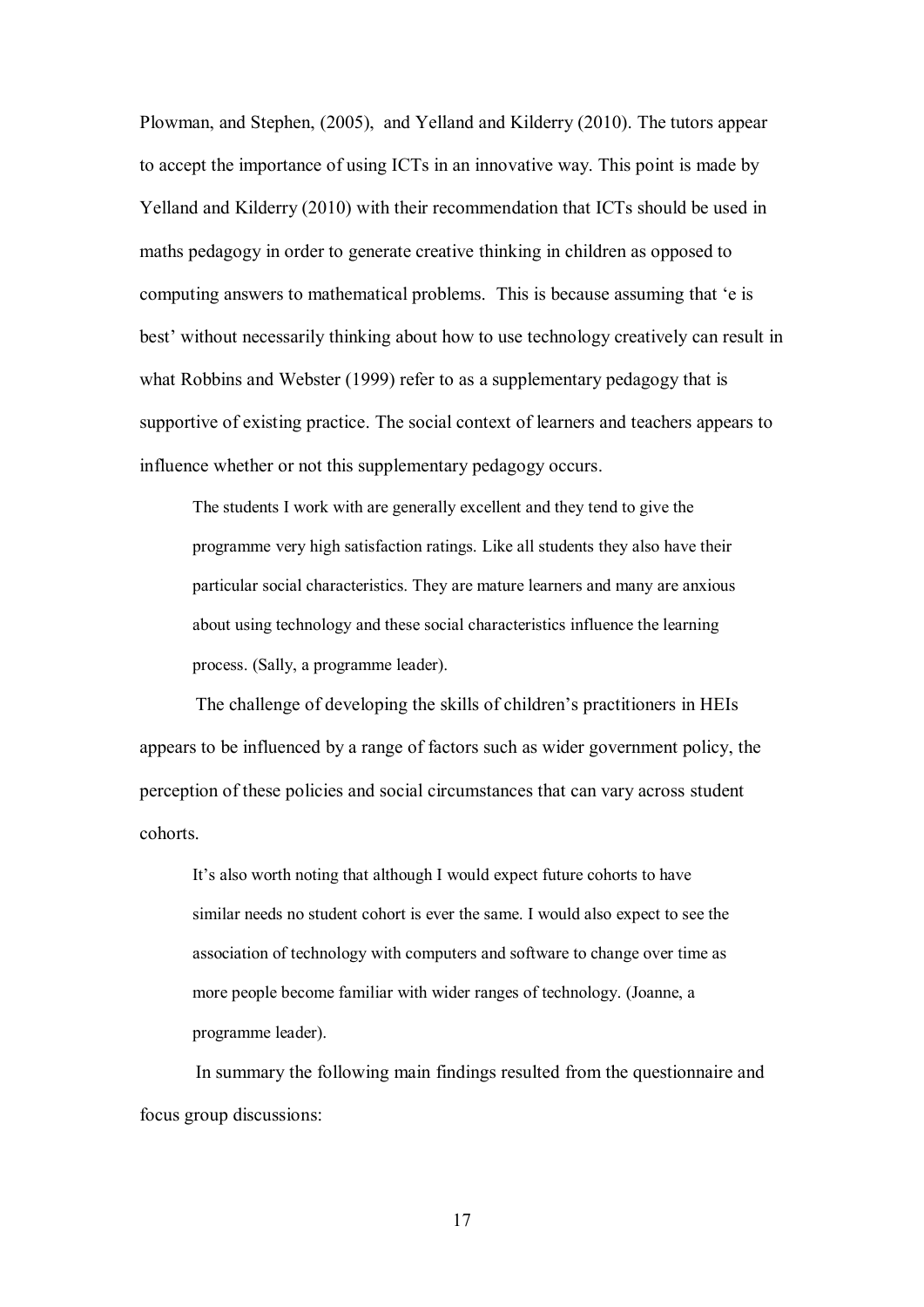Plowman, and Stephen, (2005), and Yelland and Kilderry (2010). The tutors appear to accept the importance of using ICTs in an innovative way. This point is made by Yelland and Kilderry (2010) with their recommendation that ICTs should be used in maths pedagogy in order to generate creative thinking in children as opposed to computing answers to mathematical problems. This is because assuming that 'e is best' without necessarily thinking about how to use technology creatively can result in what Robbins and Webster (1999) refer to as a supplementary pedagogy that is supportive of existing practice. The social context of learners and teachers appears to influence whether or not this supplementary pedagogy occurs.

> The students I work with are generally excellent and they tend to give the programme very high satisfaction ratings. Like all students they also have their particular social characteristics. They are mature learners and many are anxious about using technology and these social characteristics influence the learning process. (Sally, a programme leader).

The challenge of developing the skills of children's practitioners in HEIs appears to be influenced by a range of factors such as wider government policy, the perception of these policies and social circumstances that can vary across student cohorts.

> It's also worth noting that although I would expect future cohorts to have similar needs no student cohort is ever the same. I would also expect to see the association of technology with computers and software to change over time as more people become familiar with wider ranges of technology. (Joanne, a programme leader).

In summary the following main findings resulted from the questionnaire and focus group discussions: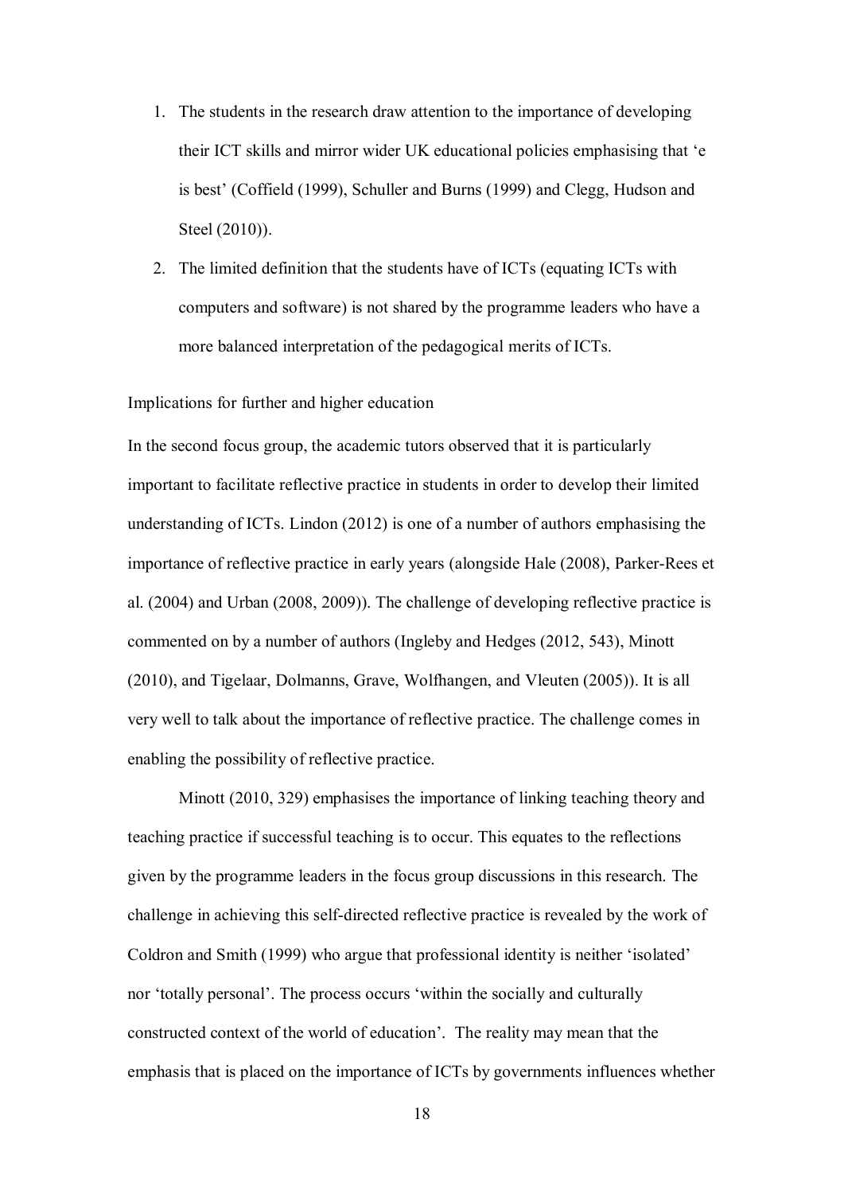1. The students in the research draw attention to the importance of developing their ICT skills and mirror wider UK educational policies emphasising that 'e is best' (Coffield (1999), Schuller and Burns (1999) and Clegg, Hudson and Steel (2010)).
2. The limited definition that the students have of ICTs (equating ICTs with computers and software) is not shared by the programme leaders who have a more balanced interpretation of the pedagogical merits of ICTs.

Implications for further and higher education

In the second focus group, the academic tutors observed that it is particularly important to facilitate reflective practice in students in order to develop their limited understanding of ICTs. Lindon (2012) is one of a number of authors emphasising the importance of reflective practice in early years (alongside Hale (2008), Parker-Rees et al. (2004) and Urban (2008, 2009)). The challenge of developing reflective practice is commented on by a number of authors (Ingleby and Hedges (2012, 543), Minott (2010), and Tigelaar, Dolmanns, Grave, Wolfhangen, and Vleuten (2005)). It is all very well to talk about the importance of reflective practice. The challenge comes in enabling the possibility of reflective practice.

Minott (2010, 329) emphasises the importance of linking teaching theory and teaching practice if successful teaching is to occur. This equates to the reflections given by the programme leaders in the focus group discussions in this research. The challenge in achieving this self-directed reflective practice is revealed by the work of Coldron and Smith (1999) who argue that professional identity is neither 'isolated' nor 'totally personal'. The process occurs 'within the socially and culturally constructed context of the world of education'. The reality may mean that the emphasis that is placed on the importance of ICTs by governments influences whether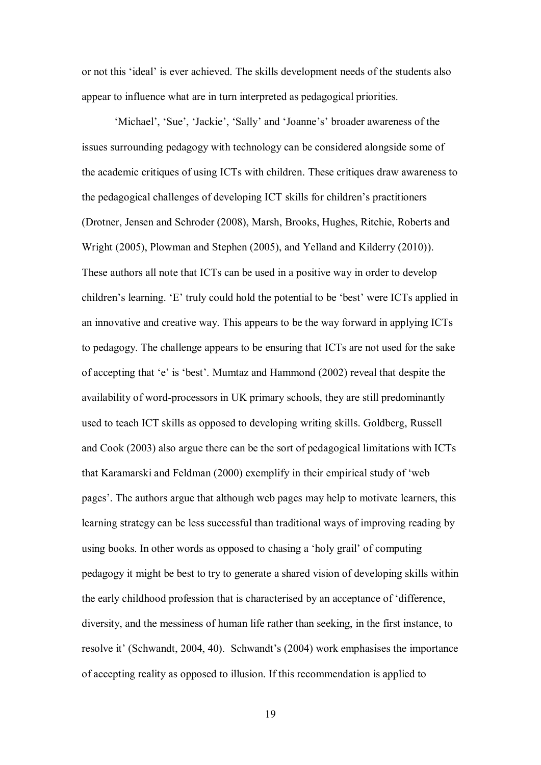or not this 'ideal' is ever achieved. The skills development needs of the students also appear to influence what are in turn interpreted as pedagogical priorities.

'Michael', 'Sue', 'Jackie', 'Sally' and 'Joanne's' broader awareness of the issues surrounding pedagogy with technology can be considered alongside some of the academic critiques of using ICTs with children. These critiques draw awareness to the pedagogical challenges of developing ICT skills for children's practitioners (Drotner, Jensen and Schroder (2008), Marsh, Brooks, Hughes, Ritchie, Roberts and Wright (2005), Plowman and Stephen (2005), and Yelland and Kilderry (2010)). These authors all note that ICTs can be used in a positive way in order to develop children's learning. 'E' truly could hold the potential to be 'best' were ICTs applied in an innovative and creative way. This appears to be the way forward in applying ICTs to pedagogy. The challenge appears to be ensuring that ICTs are not used for the sake of accepting that 'e' is 'best'. Mumtaz and Hammond (2002) reveal that despite the availability of word-processors in UK primary schools, they are still predominantly used to teach ICT skills as opposed to developing writing skills. Goldberg, Russell and Cook (2003) also argue there can be the sort of pedagogical limitations with ICTs that Karamarski and Feldman (2000) exemplify in their empirical study of 'web pages'. The authors argue that although web pages may help to motivate learners, this learning strategy can be less successful than traditional ways of improving reading by using books. In other words as opposed to chasing a 'holy grail' of computing pedagogy it might be best to try to generate a shared vision of developing skills within the early childhood profession that is characterised by an acceptance of 'difference, diversity, and the messiness of human life rather than seeking, in the first instance, to resolve it' (Schwandt, 2004, 40). Schwandt's (2004) work emphasises the importance of accepting reality as opposed to illusion. If this recommendation is applied to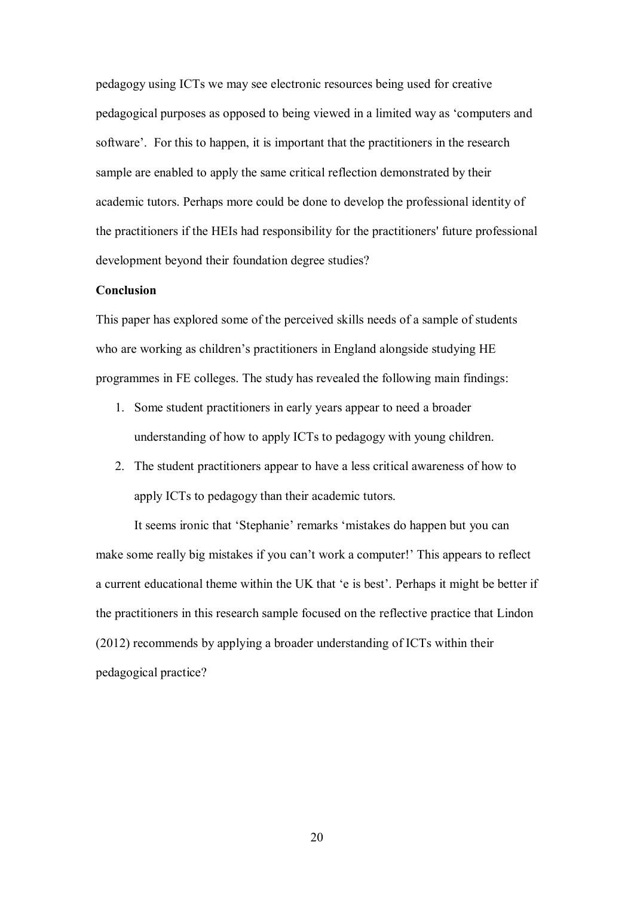pedagogy using ICTs we may see electronic resources being used for creative pedagogical purposes as opposed to being viewed in a limited way as 'computers and software'. For this to happen, it is important that the practitioners in the research sample are enabled to apply the same critical reflection demonstrated by their academic tutors. Perhaps more could be done to develop the professional identity of the practitioners if the HEIs had responsibility for the practitioners' future professional development beyond their foundation degree studies?

**Conclusion**

This paper has explored some of the perceived skills needs of a sample of students who are working as children's practitioners in England alongside studying HE programmes in FE colleges. The study has revealed the following main findings:

1. Some student practitioners in early years appear to need a broader understanding of how to apply ICTs to pedagogy with young children.
2. The student practitioners appear to have a less critical awareness of how to apply ICTs to pedagogy than their academic tutors.

It seems ironic that 'Stephanie' remarks 'mistakes do happen but you can make some really big mistakes if you can't work a computer!' This appears to reflect a current educational theme within the UK that 'e is best'. Perhaps it might be better if the practitioners in this research sample focused on the reflective practice that Lindon (2012) recommends by applying a broader understanding of ICTs within their pedagogical practice?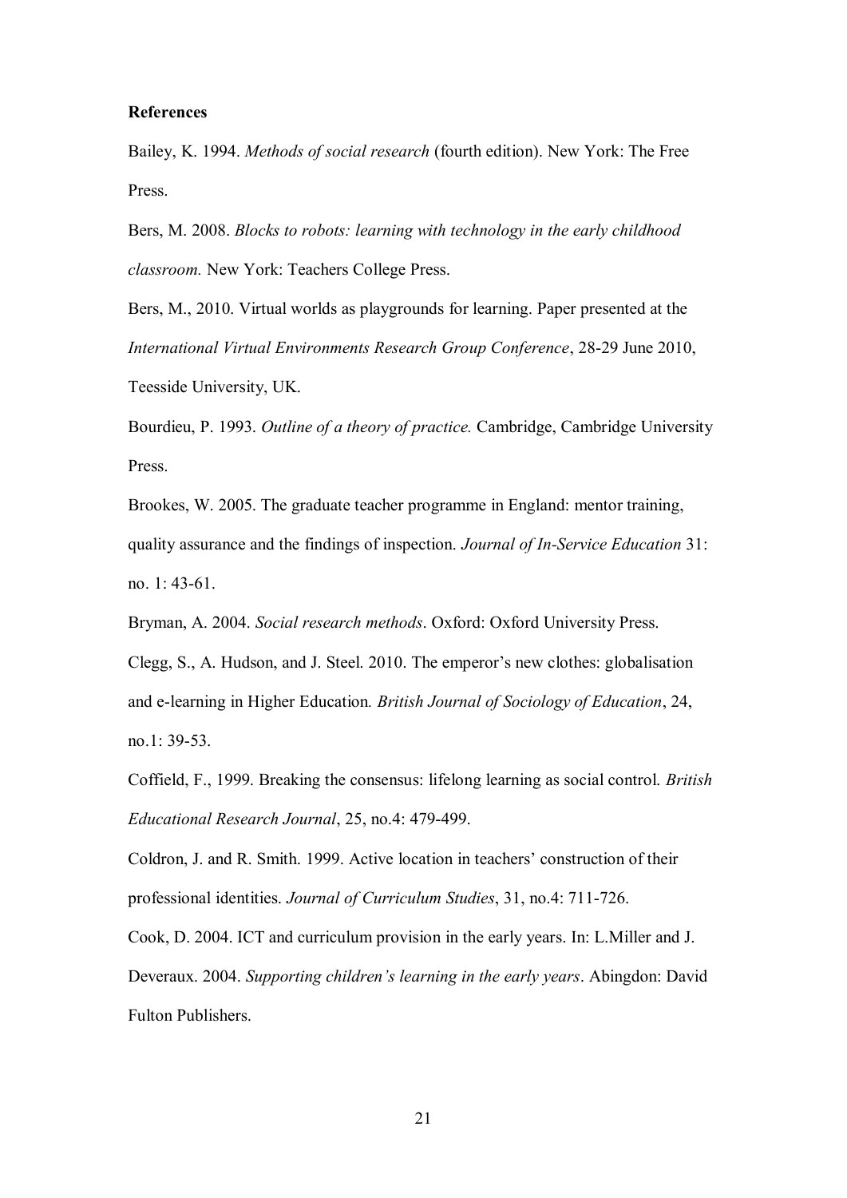**References**

Bailey, K. 1994. *Methods of social research* (fourth edition). New York: The Free Press.

Bers, M. 2008. *Blocks to robots: learning with technology in the early childhood classroom.* New York: Teachers College Press.

Bers, M., 2010. Virtual worlds as playgrounds for learning. Paper presented at the *International Virtual Environments Research Group Conference*, 28-29 June 2010, Teesside University, UK.

Bourdieu, P. 1993. *Outline of a theory of practice.* Cambridge, Cambridge University Press.

Brookes, W. 2005. The graduate teacher programme in England: mentor training, quality assurance and the findings of inspection. *Journal of In-Service Education* 31: no. 1: 43-61.

Bryman, A. 2004. *Social research methods*. Oxford: Oxford University Press.

Clegg, S., A. Hudson, and J. Steel. 2010. The emperor's new clothes: globalisation and e-learning in Higher Education*. British Journal of Sociology of Education*, 24, no.1: 39-53.

Coffield, F., 1999. Breaking the consensus: lifelong learning as social control. *British Educational Research Journal*, 25, no.4: 479-499.

Coldron, J. and R. Smith. 1999. Active location in teachers' construction of their professional identities. *Journal of Curriculum Studies*, 31, no.4: 711-726.

Cook, D. 2004. ICT and curriculum provision in the early years. In: L.Miller and J. Deveraux. 2004. *Supporting children's learning in the early years*. Abingdon: David Fulton Publishers.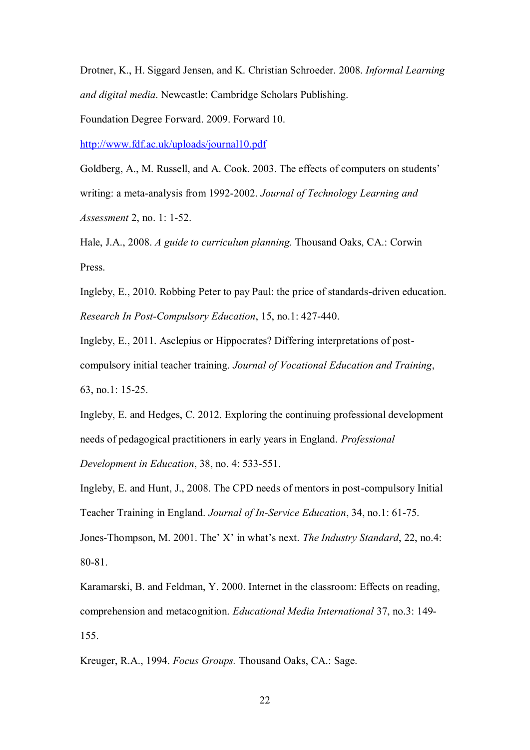Drotner, K., H. Siggard Jensen, and K. Christian Schroeder. 2008. *Informal Learning and digital media*. Newcastle: Cambridge Scholars Publishing.

Foundation Degree Forward. 2009. Forward 10.

http://www.fdf.ac.uk/uploads/journal10.pdf

Goldberg, A., M. Russell, and A. Cook. 2003. The effects of computers on students' writing: a meta-analysis from 1992-2002. *Journal of Technology Learning and Assessment* 2, no. 1: 1-52.

Hale, J.A., 2008. *A guide to curriculum planning.* Thousand Oaks, CA.: Corwin Press.

Ingleby, E., 2010. Robbing Peter to pay Paul: the price of standards-driven education. *Research In Post-Compulsory Education*, 15, no.1: 427-440.

Ingleby, E., 2011. Asclepius or Hippocrates? Differing interpretations of post-compulsory initial teacher training. *Journal of Vocational Education and Training*, 63, no.1: 15-25.

Ingleby, E. and Hedges, C. 2012. Exploring the continuing professional development needs of pedagogical practitioners in early years in England. *Professional Development in Education*, 38, no. 4: 533-551.

Ingleby, E. and Hunt, J., 2008. The CPD needs of mentors in post-compulsory Initial Teacher Training in England. *Journal of In-Service Education*, 34, no.1: 61-75.

Jones-Thompson, M. 2001. The' X' in what's next. *The Industry Standard*, 22, no.4: 80-81.

Karamarski, B. and Feldman, Y. 2000. Internet in the classroom: Effects on reading, comprehension and metacognition. *Educational Media International* 37, no.3: 149-155.

Kreuger, R.A., 1994. *Focus Groups.* Thousand Oaks, CA.: Sage.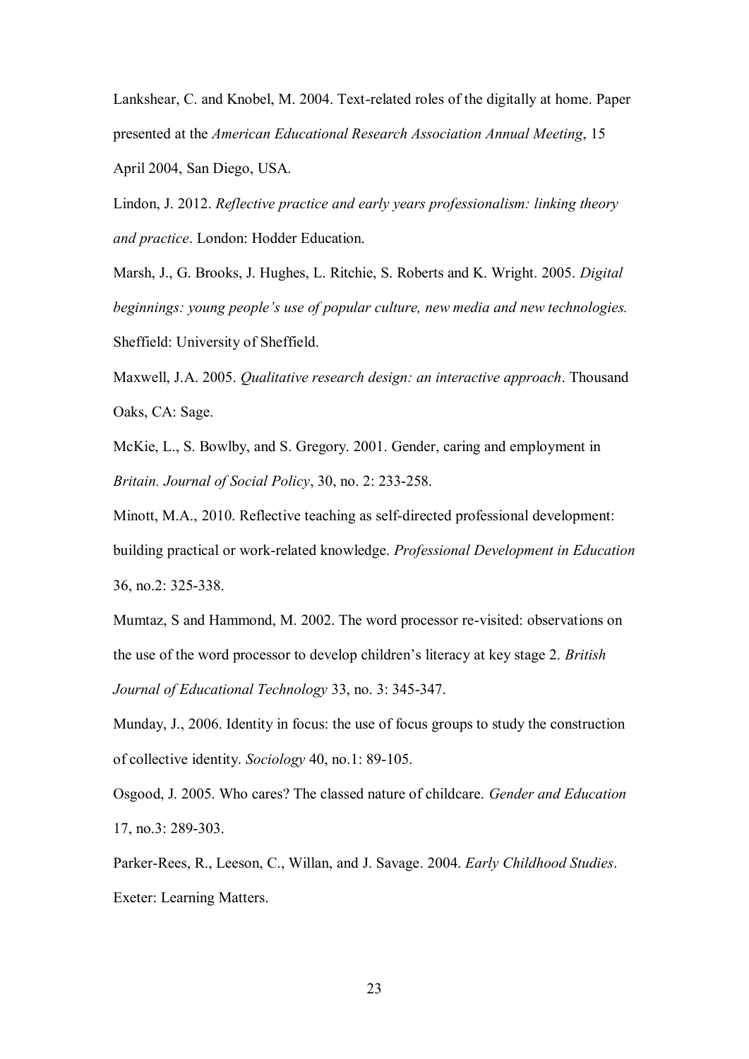Lankshear, C. and Knobel, M. 2004. Text-related roles of the digitally at home. Paper presented at the *American Educational Research Association Annual Meeting*, 15 April 2004, San Diego, USA.

Lindon, J. 2012. *Reflective practice and early years professionalism: linking theory and practice*. London: Hodder Education.

Marsh, J., G. Brooks, J. Hughes, L. Ritchie, S. Roberts and K. Wright. 2005. *Digital beginnings: young people's use of popular culture, new media and new technologies.* Sheffield: University of Sheffield.

Maxwell, J.A. 2005. *Qualitative research design: an interactive approach*. Thousand Oaks, CA: Sage.

McKie, L., S. Bowlby, and S. Gregory. 2001. Gender, caring and employment in *Britain. Journal of Social Policy*, 30, no. 2: 233-258.

Minott, M.A., 2010. Reflective teaching as self-directed professional development: building practical or work-related knowledge. *Professional Development in Education* 36, no.2: 325-338.

Mumtaz, S and Hammond, M. 2002. The word processor re-visited: observations on the use of the word processor to develop children's literacy at key stage 2. *British Journal of Educational Technology* 33, no. 3: 345-347.

Munday, J., 2006. Identity in focus: the use of focus groups to study the construction of collective identity. *Sociology* 40, no.1: 89-105.

Osgood, J. 2005. Who cares? The classed nature of childcare. *Gender and Education* 17, no.3: 289-303.

Parker-Rees, R., Leeson, C., Willan, and J. Savage. 2004. *Early Childhood Studies*. Exeter: Learning Matters.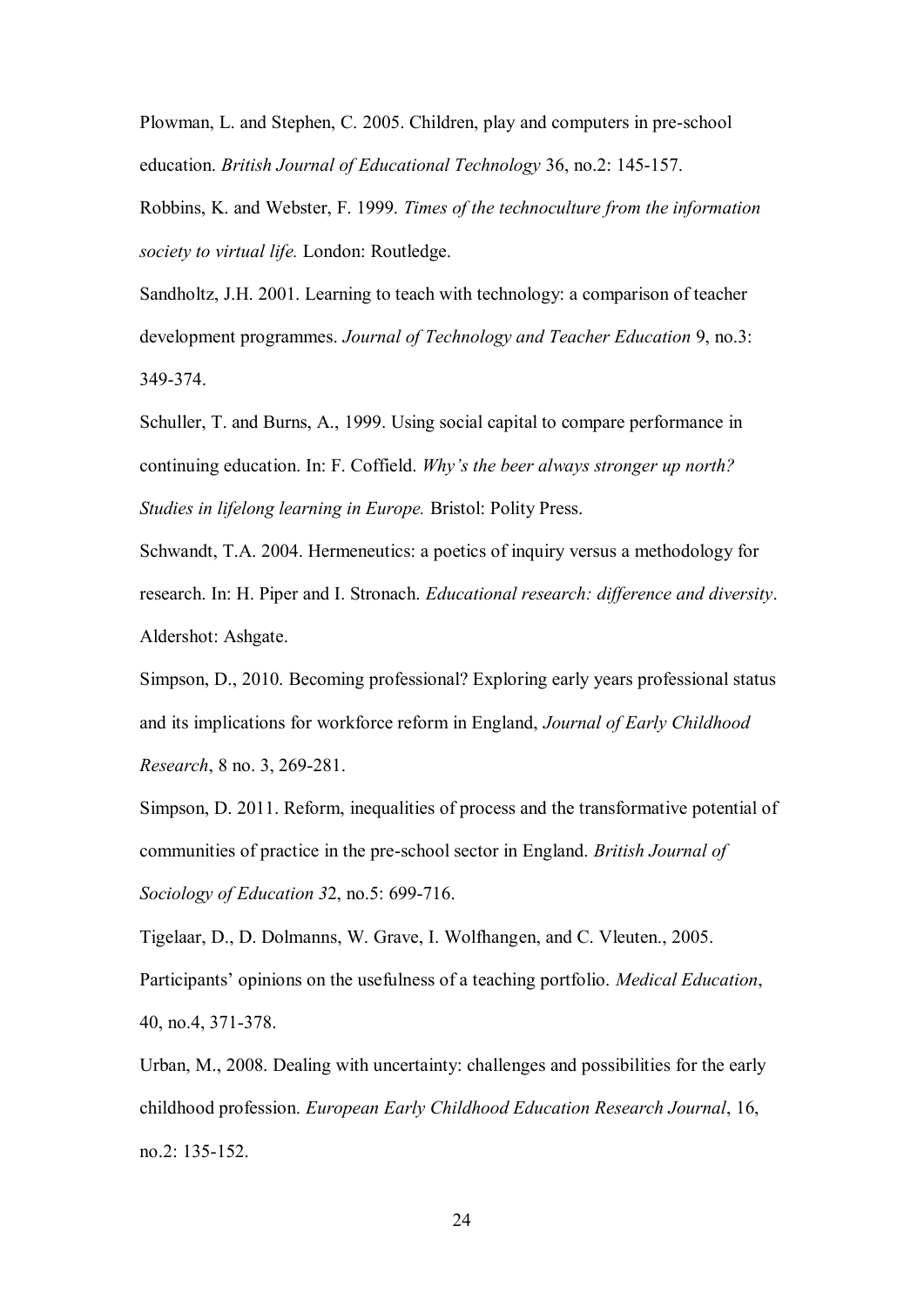Plowman, L. and Stephen, C. 2005. Children, play and computers in pre-school education. *British Journal of Educational Technology* 36, no.2: 145-157.

Robbins, K. and Webster, F. 1999. *Times of the technoculture from the information society to virtual life.* London: Routledge.

Sandholtz, J.H. 2001. Learning to teach with technology: a comparison of teacher development programmes. *Journal of Technology and Teacher Education* 9, no.3: 349-374.

Schuller, T. and Burns, A., 1999. Using social capital to compare performance in continuing education. In: F. Coffield. *Why's the beer always stronger up north? Studies in lifelong learning in Europe.* Bristol: Polity Press.

Schwandt, T.A. 2004. Hermeneutics: a poetics of inquiry versus a methodology for research. In: H. Piper and I. Stronach. *Educational research: difference and diversity*. Aldershot: Ashgate.

Simpson, D., 2010. Becoming professional? Exploring early years professional status and its implications for workforce reform in England, *Journal of Early Childhood Research*, 8 no. 3, 269-281.

Simpson, D. 2011. Reform, inequalities of process and the transformative potential of communities of practice in the pre-school sector in England. *British Journal of Sociology of Education 3*2, no.5: 699-716.

Tigelaar, D., D. Dolmanns, W. Grave, I. Wolfhangen, and C. Vleuten., 2005. Participants' opinions on the usefulness of a teaching portfolio. *Medical Education*, 40, no.4, 371-378.

Urban, M., 2008. Dealing with uncertainty: challenges and possibilities for the early childhood profession. *European Early Childhood Education Research Journal*, 16, no.2: 135-152.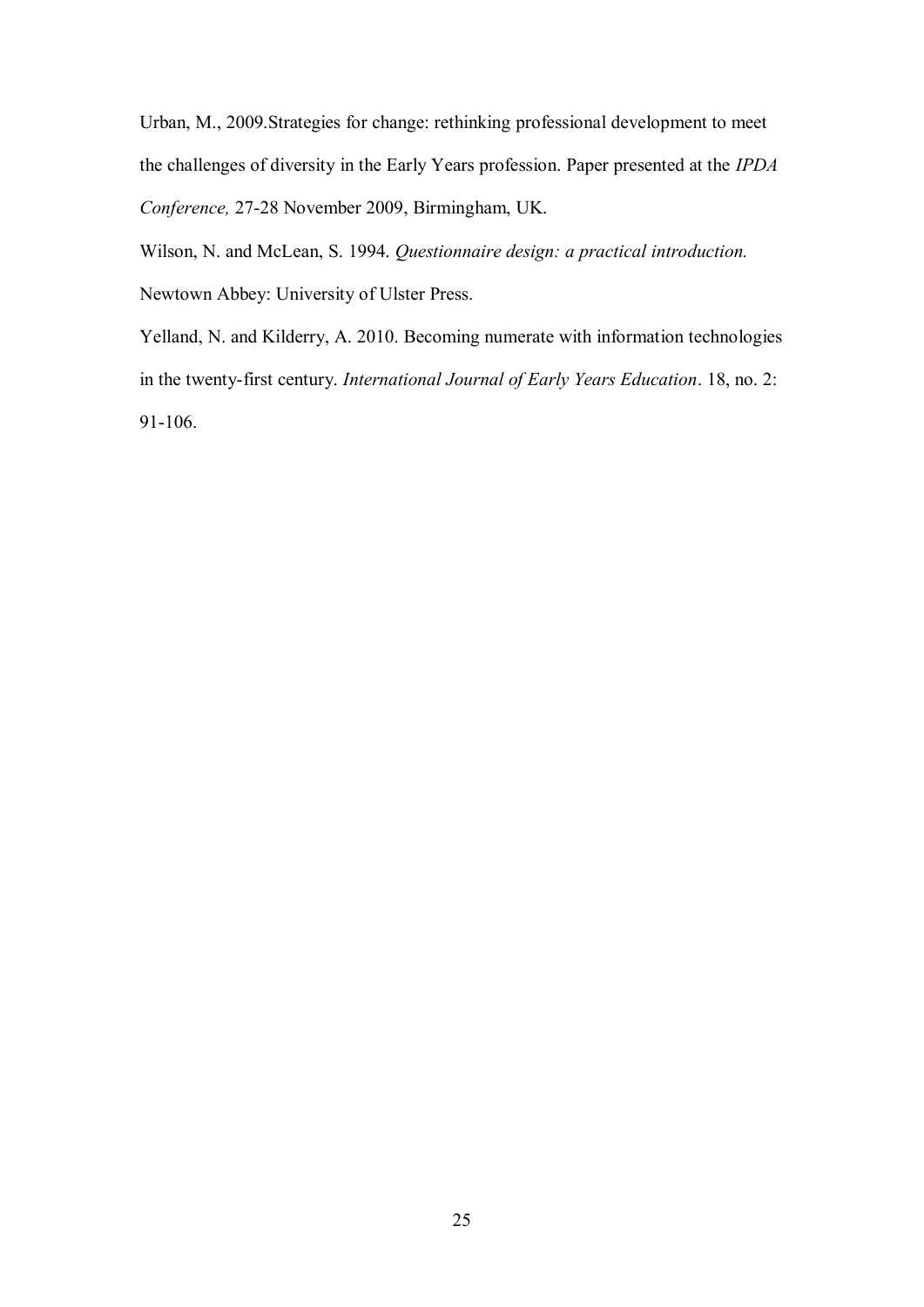Urban, M., 2009.Strategies for change: rethinking professional development to meet the challenges of diversity in the Early Years profession. Paper presented at the *IPDA Conference,* 27-28 November 2009, Birmingham, UK.

Wilson, N. and McLean, S. 1994. *Questionnaire design: a practical introduction.* Newtown Abbey: University of Ulster Press.

Yelland, N. and Kilderry, A. 2010. Becoming numerate with information technologies in the twenty-first century. *International Journal of Early Years Education*. 18, no. 2: 91-106.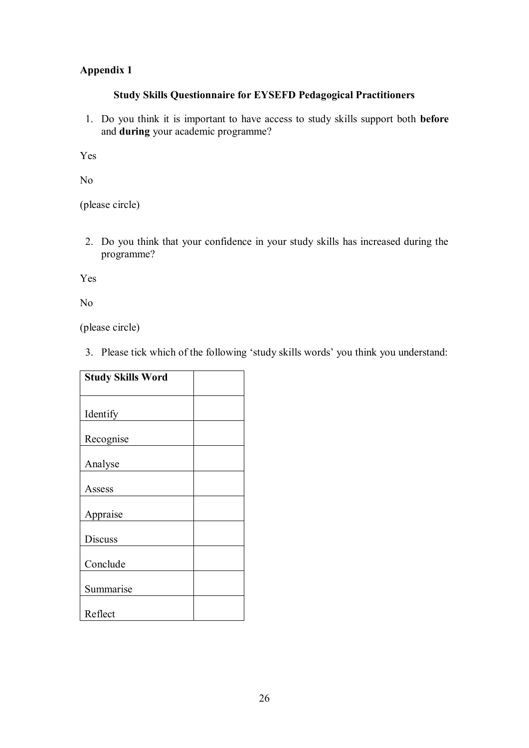**Appendix 1**

**Study Skills Questionnaire for EYSEFD Pedagogical Practitioners**

1. Do you think it is important to have access to study skills support both **before** and **during** your academic programme?

Yes

No

(please circle)

2. Do you think that your confidence in your study skills has increased during the programme?

Yes

No

(please circle)

3. Please tick which of the following 'study skills words' you think you understand:

| **Study Skills Word** | |
|---|---|
| Identify | |
| Recognise | |
| Analyse | |
| Assess | |
| Appraise | |
| Discuss | |
| Conclude | |
| Summarise | |
| Reflect | |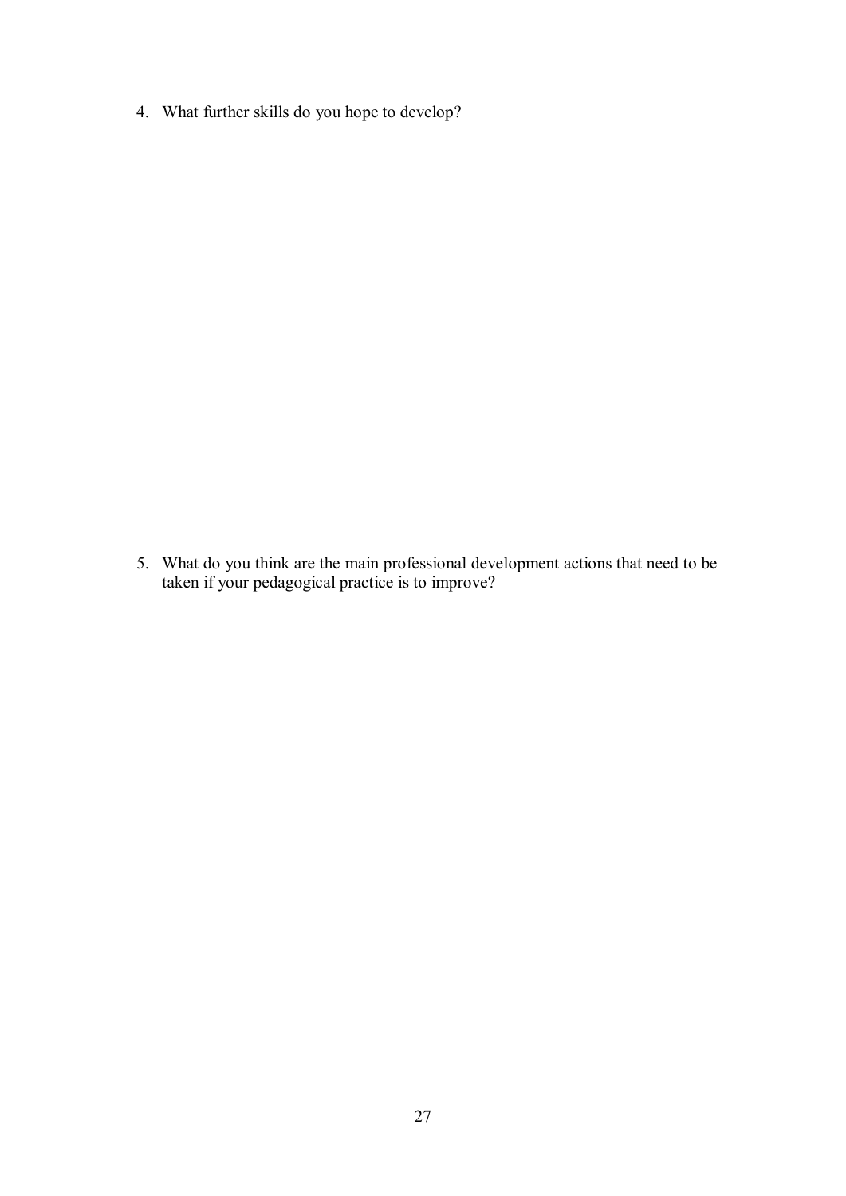4. What further skills do you hope to develop?

5. What do you think are the main professional development actions that need to be taken if your pedagogical practice is to improve?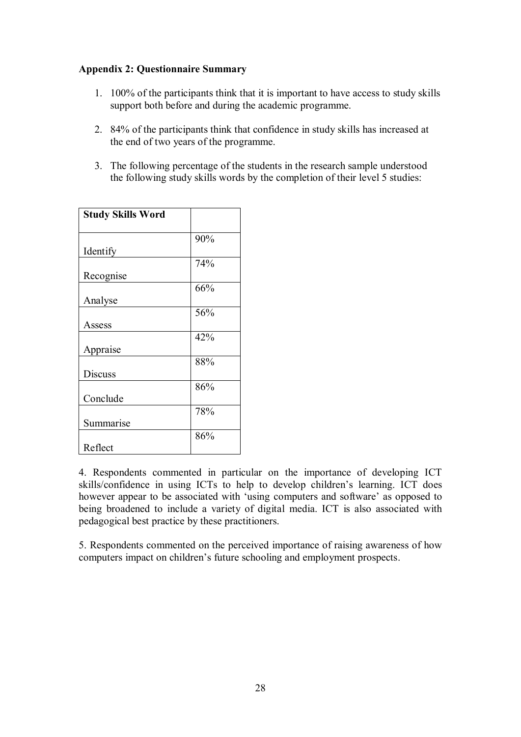**Appendix 2: Questionnaire Summary**

1. 100% of the participants think that it is important to have access to study skills support both before and during the academic programme.

2. 84% of the participants think that confidence in study skills has increased at the end of two years of the programme.

3. The following percentage of the students in the research sample understood the following study skills words by the completion of their level 5 studies:

| Study Skills Word | |
|---|---|
| Identify | 90% |
| Recognise | 74% |
| Analyse | 66% |
| Assess | 56% |
| Appraise | 42% |
| Discuss | 88% |
| Conclude | 86% |
| Summarise | 78% |
| Reflect | 86% |

4. Respondents commented in particular on the importance of developing ICT skills/confidence in using ICTs to help to develop children's learning. ICT does however appear to be associated with 'using computers and software' as opposed to being broadened to include a variety of digital media. ICT is also associated with pedagogical best practice by these practitioners.

5. Respondents commented on the perceived importance of raising awareness of how computers impact on children's future schooling and employment prospects.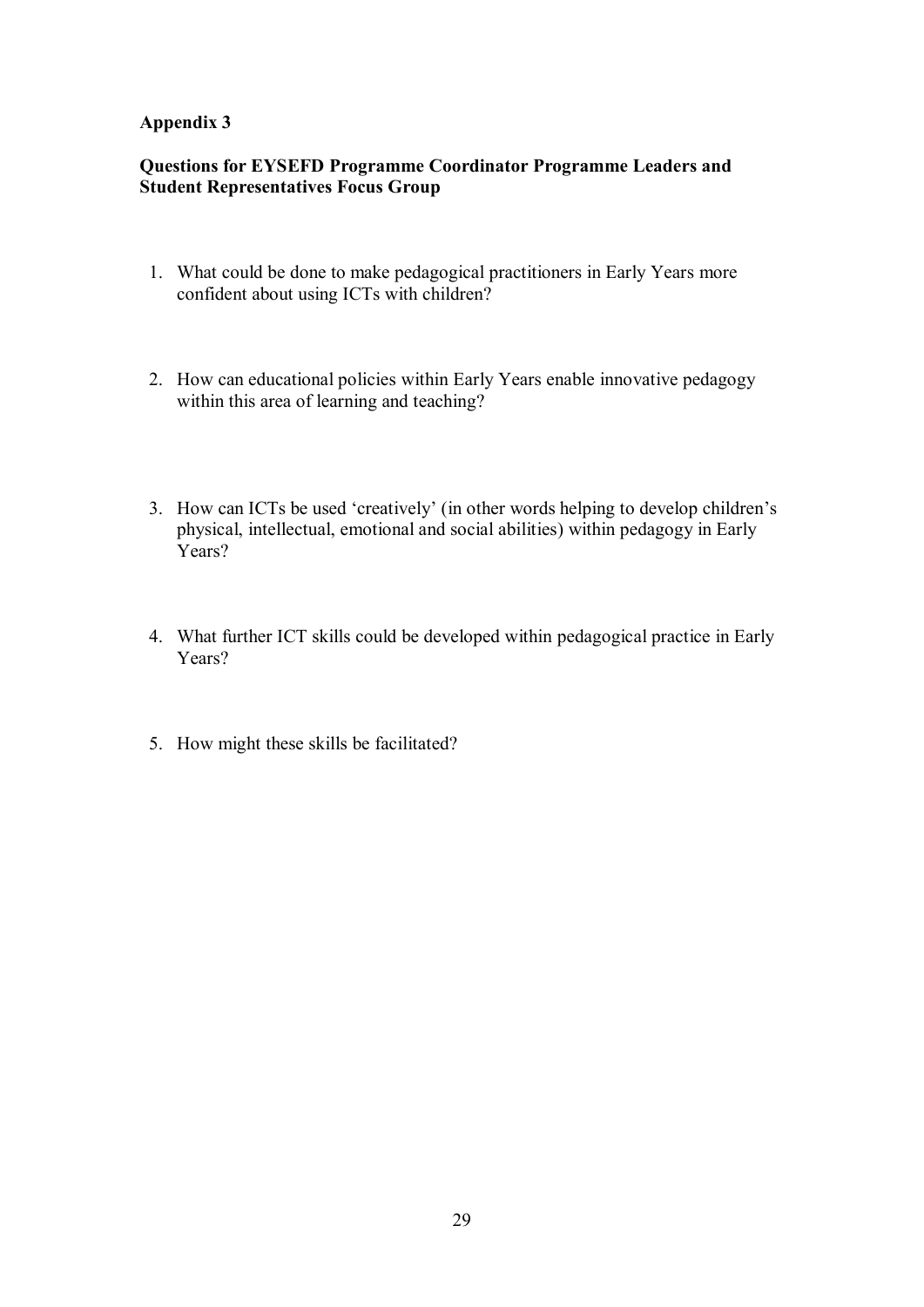## Appendix 3

**Questions for EYSEFD Programme Coordinator Programme Leaders and Student Representatives Focus Group**

1. What could be done to make pedagogical practitioners in Early Years more confident about using ICTs with children?

2. How can educational policies within Early Years enable innovative pedagogy within this area of learning and teaching?

3. How can ICTs be used 'creatively' (in other words helping to develop children's physical, intellectual, emotional and social abilities) within pedagogy in Early Years?

4. What further ICT skills could be developed within pedagogical practice in Early Years?

5. How might these skills be facilitated?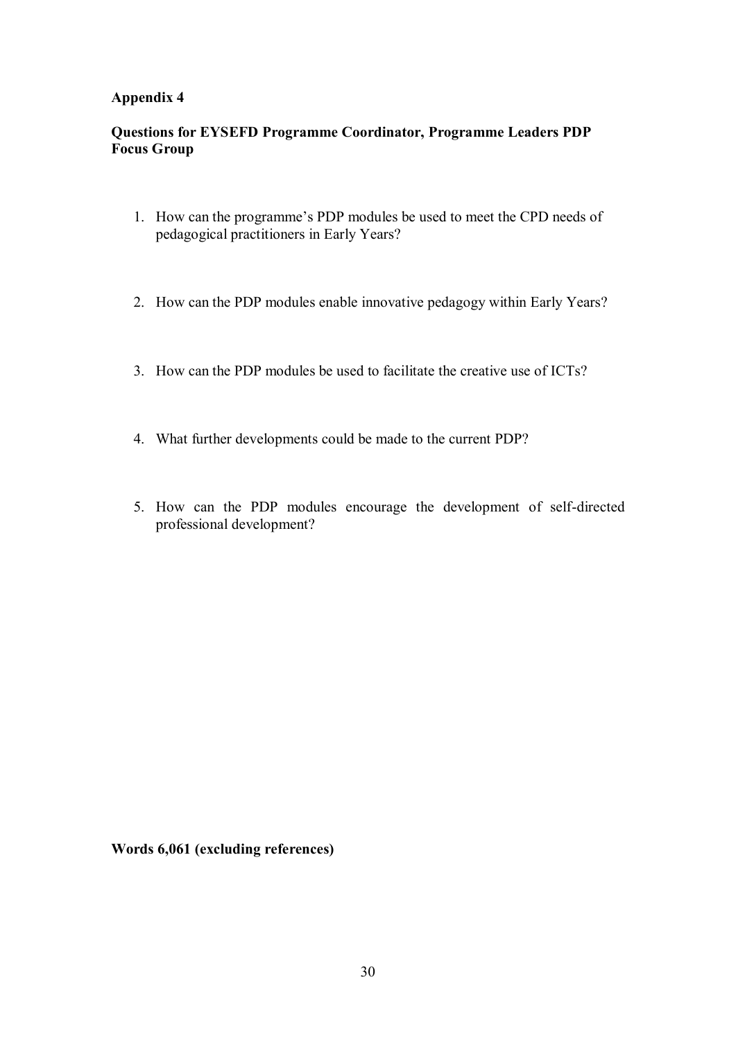**Appendix 4**

**Questions for EYSEFD Programme Coordinator, Programme Leaders PDP Focus Group**

1. How can the programme's PDP modules be used to meet the CPD needs of pedagogical practitioners in Early Years?

2. How can the PDP modules enable innovative pedagogy within Early Years?

3. How can the PDP modules be used to facilitate the creative use of ICTs?

4. What further developments could be made to the current PDP?

5. How can the PDP modules encourage the development of self-directed professional development?

**Words 6,061 (excluding references)**